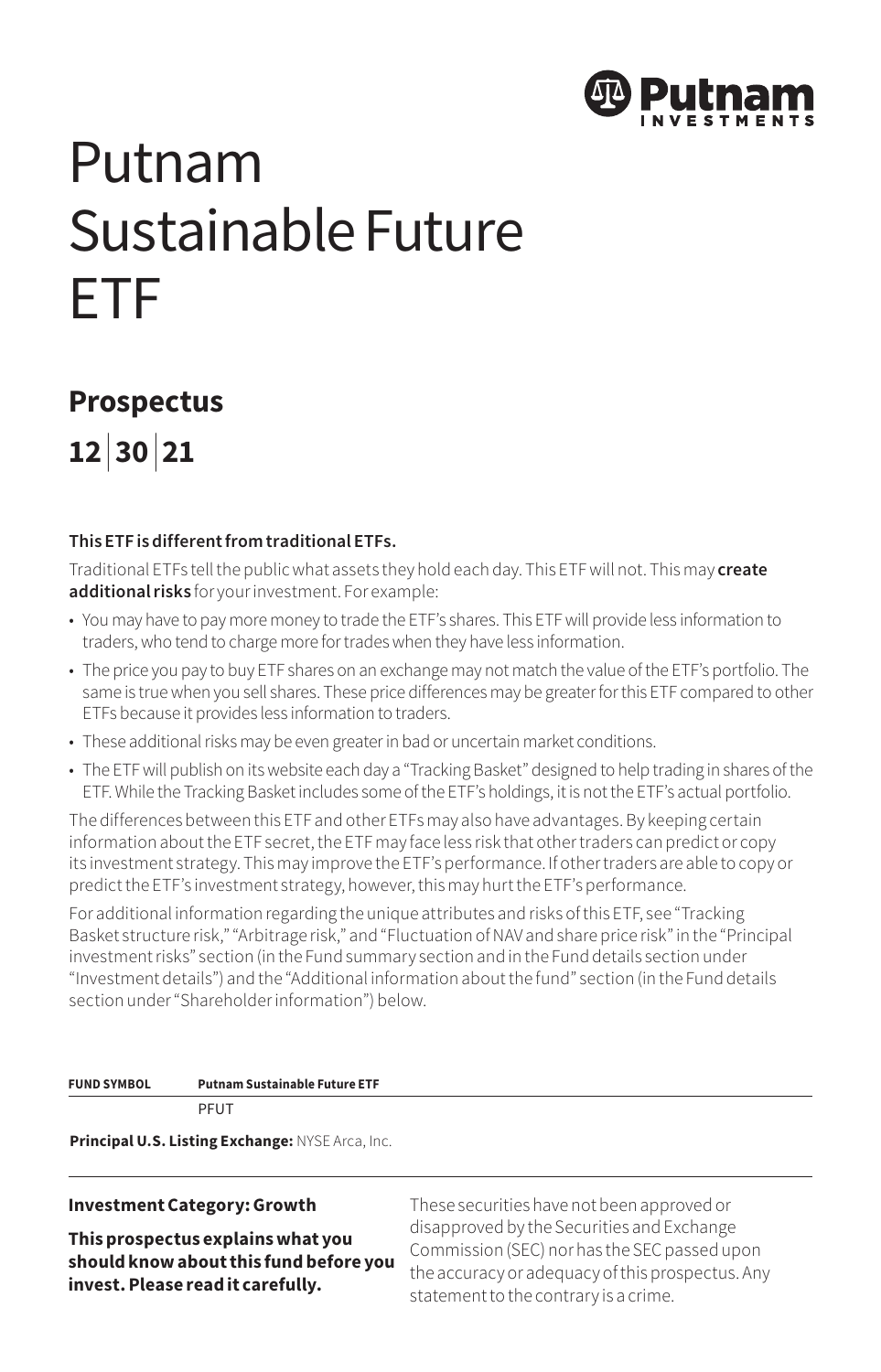Putnam Investments

# Putnam Sustainable Future ETF

## Prospectus

**12 | 30 | 21**

**This ETF is different from traditional ETFs.**

Traditional ETFs tell the public what assets they hold each day. This ETF will not. This may **create additional risks** for your investment. For example:

- You may have to pay more money to trade the ETF's shares. This ETF will provide less information to traders, who tend to charge more for trades when they have less information.
- The price you pay to buy ETF shares on an exchange may not match the value of the ETF's portfolio. The same is true when you sell shares. These price differences may be greater for this ETF compared to other ETFs because it provides less information to traders.
- These additional risks may be even greater in bad or uncertain market conditions.
- The ETF will publish on its website each day a "Tracking Basket" designed to help trading in shares of the ETF. While the Tracking Basket includes some of the ETF's holdings, it is not the ETF's actual portfolio.

The differences between this ETF and other ETFs may also have advantages. By keeping certain information about the ETF secret, the ETF may face less risk that other traders can predict or copy its investment strategy. This may improve the ETF's performance. If other traders are able to copy or predict the ETF's investment strategy, however, this may hurt the ETF's performance.

For additional information regarding the unique attributes and risks of this ETF, see "Tracking Basket structure risk," "Arbitrage risk," and "Fluctuation of NAV and share price risk" in the "Principal investment risks" section (in the Fund summary section and in the Fund details section under "Investment details") and the "Additional information about the fund" section (in the Fund details section under "Shareholder information") below.

| FUND SYMBOL | Putnam Sustainable Future ETF |
|---|---|
| | PFUT |

**Principal U.S. Listing Exchange:** NYSE Arca, Inc.

**Investment Category: Growth**

**This prospectus explains what you should know about this fund before you invest. Please read it carefully.**

These securities have not been approved or disapproved by the Securities and Exchange Commission (SEC) nor has the SEC passed upon the accuracy or adequacy of this prospectus. Any statement to the contrary is a crime.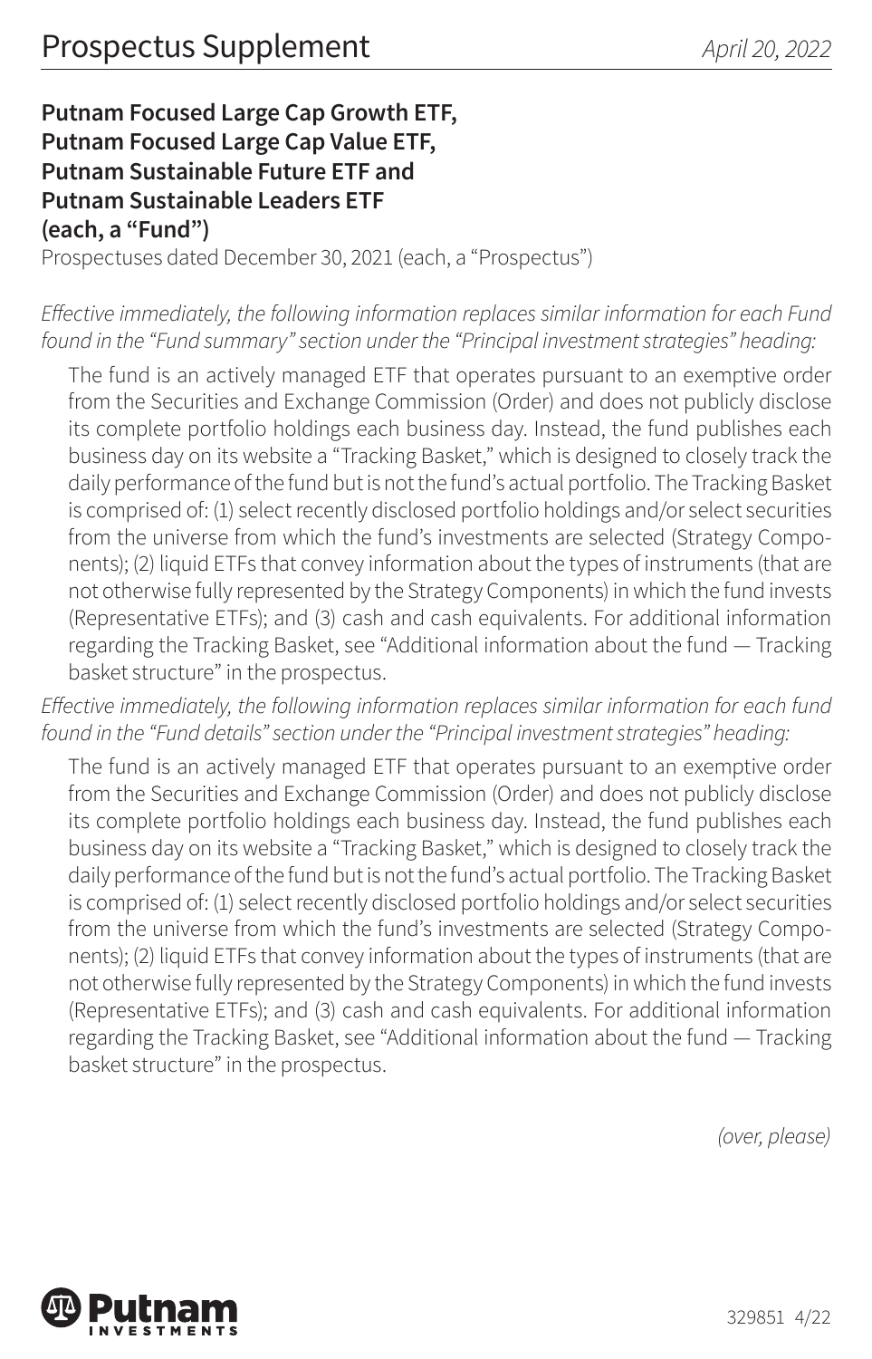# Prospectus Supplement

*April 20, 2022*

**Putnam Focused Large Cap Growth ETF,**
**Putnam Focused Large Cap Value ETF,**
**Putnam Sustainable Future ETF and**
**Putnam Sustainable Leaders ETF**
**(each, a "Fund")**

Prospectuses dated December 30, 2021 (each, a "Prospectus")

*Effective immediately, the following information replaces similar information for each Fund found in the "Fund summary" section under the "Principal investment strategies" heading:*

The fund is an actively managed ETF that operates pursuant to an exemptive order from the Securities and Exchange Commission (Order) and does not publicly disclose its complete portfolio holdings each business day. Instead, the fund publishes each business day on its website a "Tracking Basket," which is designed to closely track the daily performance of the fund but is not the fund's actual portfolio. The Tracking Basket is comprised of: (1) select recently disclosed portfolio holdings and/or select securities from the universe from which the fund's investments are selected (Strategy Components); (2) liquid ETFs that convey information about the types of instruments (that are not otherwise fully represented by the Strategy Components) in which the fund invests (Representative ETFs); and (3) cash and cash equivalents. For additional information regarding the Tracking Basket, see "Additional information about the fund — Tracking basket structure" in the prospectus.

*Effective immediately, the following information replaces similar information for each fund found in the "Fund details" section under the "Principal investment strategies" heading:*

The fund is an actively managed ETF that operates pursuant to an exemptive order from the Securities and Exchange Commission (Order) and does not publicly disclose its complete portfolio holdings each business day. Instead, the fund publishes each business day on its website a "Tracking Basket," which is designed to closely track the daily performance of the fund but is not the fund's actual portfolio. The Tracking Basket is comprised of: (1) select recently disclosed portfolio holdings and/or select securities from the universe from which the fund's investments are selected (Strategy Components); (2) liquid ETFs that convey information about the types of instruments (that are not otherwise fully represented by the Strategy Components) in which the fund invests (Representative ETFs); and (3) cash and cash equivalents. For additional information regarding the Tracking Basket, see "Additional information about the fund — Tracking basket structure" in the prospectus.

*(over, please)*

Putnam INVESTMENTS

329851 4/22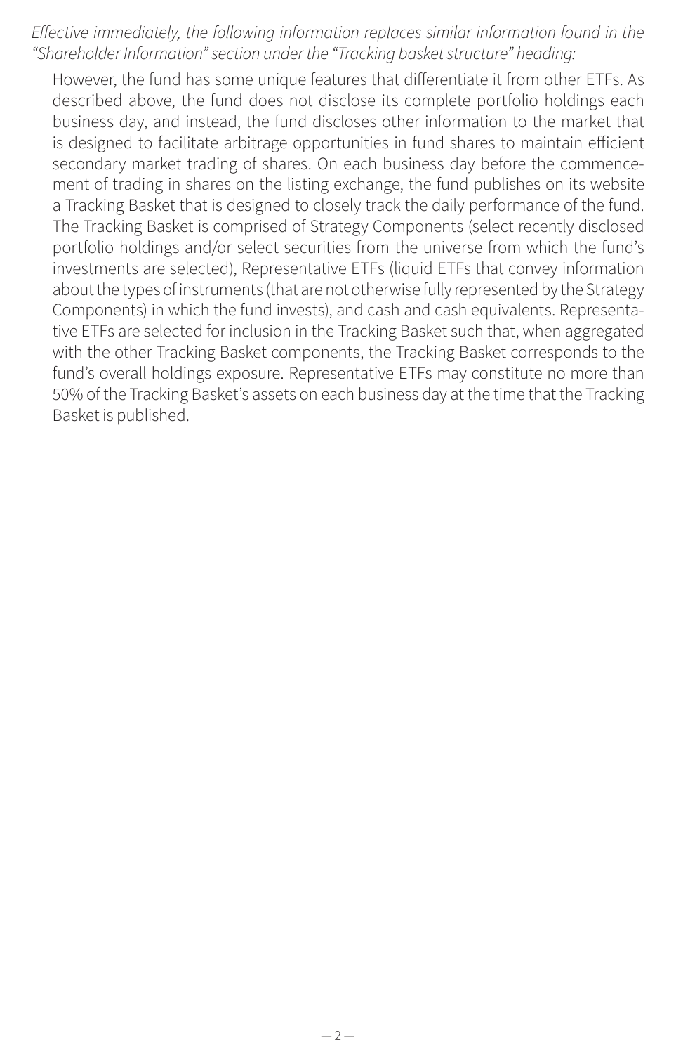*Effective immediately, the following information replaces similar information found in the "Shareholder Information" section under the "Tracking basket structure" heading:*

However, the fund has some unique features that differentiate it from other ETFs. As described above, the fund does not disclose its complete portfolio holdings each business day, and instead, the fund discloses other information to the market that is designed to facilitate arbitrage opportunities in fund shares to maintain efficient secondary market trading of shares. On each business day before the commencement of trading in shares on the listing exchange, the fund publishes on its website a Tracking Basket that is designed to closely track the daily performance of the fund. The Tracking Basket is comprised of Strategy Components (select recently disclosed portfolio holdings and/or select securities from the universe from which the fund's investments are selected), Representative ETFs (liquid ETFs that convey information about the types of instruments (that are not otherwise fully represented by the Strategy Components) in which the fund invests), and cash and cash equivalents. Representative ETFs are selected for inclusion in the Tracking Basket such that, when aggregated with the other Tracking Basket components, the Tracking Basket corresponds to the fund's overall holdings exposure. Representative ETFs may constitute no more than 50% of the Tracking Basket's assets on each business day at the time that the Tracking Basket is published.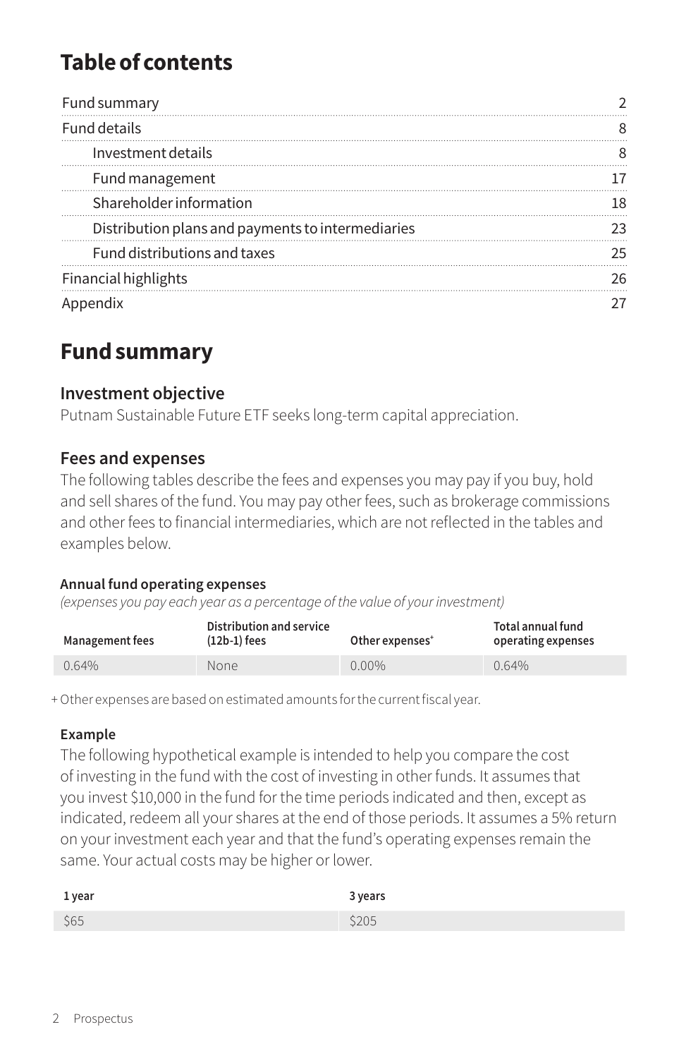# Table of contents

| | |
|---|---|
| Fund summary | 2 |
| Fund details | 8 |
| Investment details | 8 |
| Fund management | 17 |
| Shareholder information | 18 |
| Distribution plans and payments to intermediaries | 23 |
| Fund distributions and taxes | 25 |
| Financial highlights | 26 |
| Appendix | 27 |

# Fund summary

## Investment objective

Putnam Sustainable Future ETF seeks long-term capital appreciation.

## Fees and expenses

The following tables describe the fees and expenses you may pay if you buy, hold and sell shares of the fund. You may pay other fees, such as brokerage commissions and other fees to financial intermediaries, which are not reflected in the tables and examples below.

**Annual fund operating expenses**
*(expenses you pay each year as a percentage of the value of your investment)*

| Management fees | Distribution and service (12b-1) fees | Other expenses+ | Total annual fund operating expenses |
|---|---|---|---|
| 0.64% | None | 0.00% | 0.64% |

+ Other expenses are based on estimated amounts for the current fiscal year.

**Example**

The following hypothetical example is intended to help you compare the cost of investing in the fund with the cost of investing in other funds. It assumes that you invest $10,000 in the fund for the time periods indicated and then, except as indicated, redeem all your shares at the end of those periods. It assumes a 5% return on your investment each year and that the fund's operating expenses remain the same. Your actual costs may be higher or lower.

| 1 year | 3 years |
|---|---|
| $65 | $205 |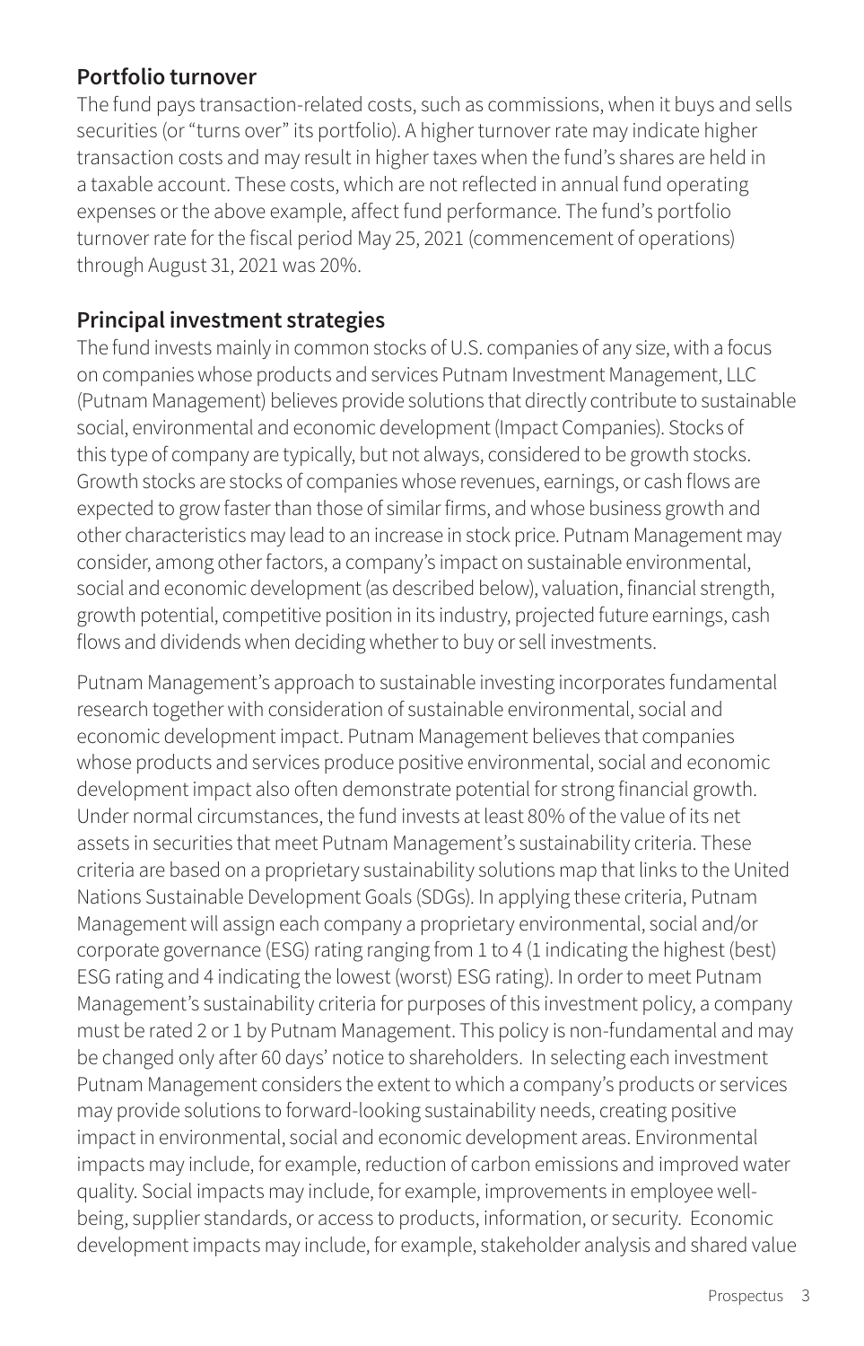## Portfolio turnover

The fund pays transaction-related costs, such as commissions, when it buys and sells securities (or "turns over" its portfolio). A higher turnover rate may indicate higher transaction costs and may result in higher taxes when the fund's shares are held in a taxable account. These costs, which are not reflected in annual fund operating expenses or the above example, affect fund performance. The fund's portfolio turnover rate for the fiscal period May 25, 2021 (commencement of operations) through August 31, 2021 was 20%.

## Principal investment strategies

The fund invests mainly in common stocks of U.S. companies of any size, with a focus on companies whose products and services Putnam Investment Management, LLC (Putnam Management) believes provide solutions that directly contribute to sustainable social, environmental and economic development (Impact Companies). Stocks of this type of company are typically, but not always, considered to be growth stocks. Growth stocks are stocks of companies whose revenues, earnings, or cash flows are expected to grow faster than those of similar firms, and whose business growth and other characteristics may lead to an increase in stock price. Putnam Management may consider, among other factors, a company's impact on sustainable environmental, social and economic development (as described below), valuation, financial strength, growth potential, competitive position in its industry, projected future earnings, cash flows and dividends when deciding whether to buy or sell investments.

Putnam Management's approach to sustainable investing incorporates fundamental research together with consideration of sustainable environmental, social and economic development impact. Putnam Management believes that companies whose products and services produce positive environmental, social and economic development impact also often demonstrate potential for strong financial growth. Under normal circumstances, the fund invests at least 80% of the value of its net assets in securities that meet Putnam Management's sustainability criteria. These criteria are based on a proprietary sustainability solutions map that links to the United Nations Sustainable Development Goals (SDGs). In applying these criteria, Putnam Management will assign each company a proprietary environmental, social and/or corporate governance (ESG) rating ranging from 1 to 4 (1 indicating the highest (best) ESG rating and 4 indicating the lowest (worst) ESG rating). In order to meet Putnam Management's sustainability criteria for purposes of this investment policy, a company must be rated 2 or 1 by Putnam Management. This policy is non-fundamental and may be changed only after 60 days' notice to shareholders. In selecting each investment Putnam Management considers the extent to which a company's products or services may provide solutions to forward-looking sustainability needs, creating positive impact in environmental, social and economic development areas. Environmental impacts may include, for example, reduction of carbon emissions and improved water quality. Social impacts may include, for example, improvements in employee well-being, supplier standards, or access to products, information, or security. Economic development impacts may include, for example, stakeholder analysis and shared value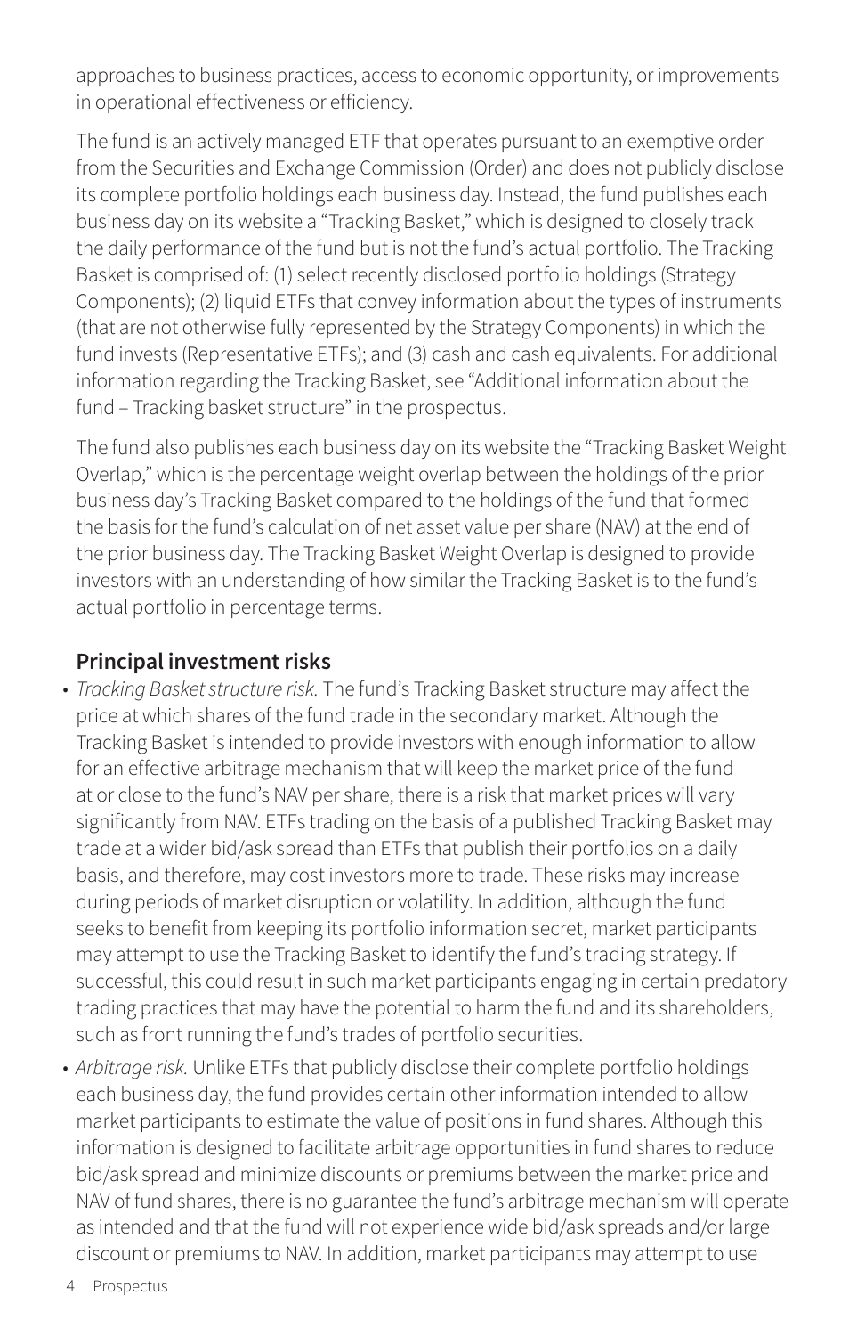approaches to business practices, access to economic opportunity, or improvements in operational effectiveness or efficiency.

The fund is an actively managed ETF that operates pursuant to an exemptive order from the Securities and Exchange Commission (Order) and does not publicly disclose its complete portfolio holdings each business day. Instead, the fund publishes each business day on its website a "Tracking Basket," which is designed to closely track the daily performance of the fund but is not the fund's actual portfolio. The Tracking Basket is comprised of: (1) select recently disclosed portfolio holdings (Strategy Components); (2) liquid ETFs that convey information about the types of instruments (that are not otherwise fully represented by the Strategy Components) in which the fund invests (Representative ETFs); and (3) cash and cash equivalents. For additional information regarding the Tracking Basket, see "Additional information about the fund – Tracking basket structure" in the prospectus.

The fund also publishes each business day on its website the "Tracking Basket Weight Overlap," which is the percentage weight overlap between the holdings of the prior business day's Tracking Basket compared to the holdings of the fund that formed the basis for the fund's calculation of net asset value per share (NAV) at the end of the prior business day. The Tracking Basket Weight Overlap is designed to provide investors with an understanding of how similar the Tracking Basket is to the fund's actual portfolio in percentage terms.

## Principal investment risks

- *Tracking Basket structure risk.* The fund's Tracking Basket structure may affect the price at which shares of the fund trade in the secondary market. Although the Tracking Basket is intended to provide investors with enough information to allow for an effective arbitrage mechanism that will keep the market price of the fund at or close to the fund's NAV per share, there is a risk that market prices will vary significantly from NAV. ETFs trading on the basis of a published Tracking Basket may trade at a wider bid/ask spread than ETFs that publish their portfolios on a daily basis, and therefore, may cost investors more to trade. These risks may increase during periods of market disruption or volatility. In addition, although the fund seeks to benefit from keeping its portfolio information secret, market participants may attempt to use the Tracking Basket to identify the fund's trading strategy. If successful, this could result in such market participants engaging in certain predatory trading practices that may have the potential to harm the fund and its shareholders, such as front running the fund's trades of portfolio securities.
- *Arbitrage risk.* Unlike ETFs that publicly disclose their complete portfolio holdings each business day, the fund provides certain other information intended to allow market participants to estimate the value of positions in fund shares. Although this information is designed to facilitate arbitrage opportunities in fund shares to reduce bid/ask spread and minimize discounts or premiums between the market price and NAV of fund shares, there is no guarantee the fund's arbitrage mechanism will operate as intended and that the fund will not experience wide bid/ask spreads and/or large discount or premiums to NAV. In addition, market participants may attempt to use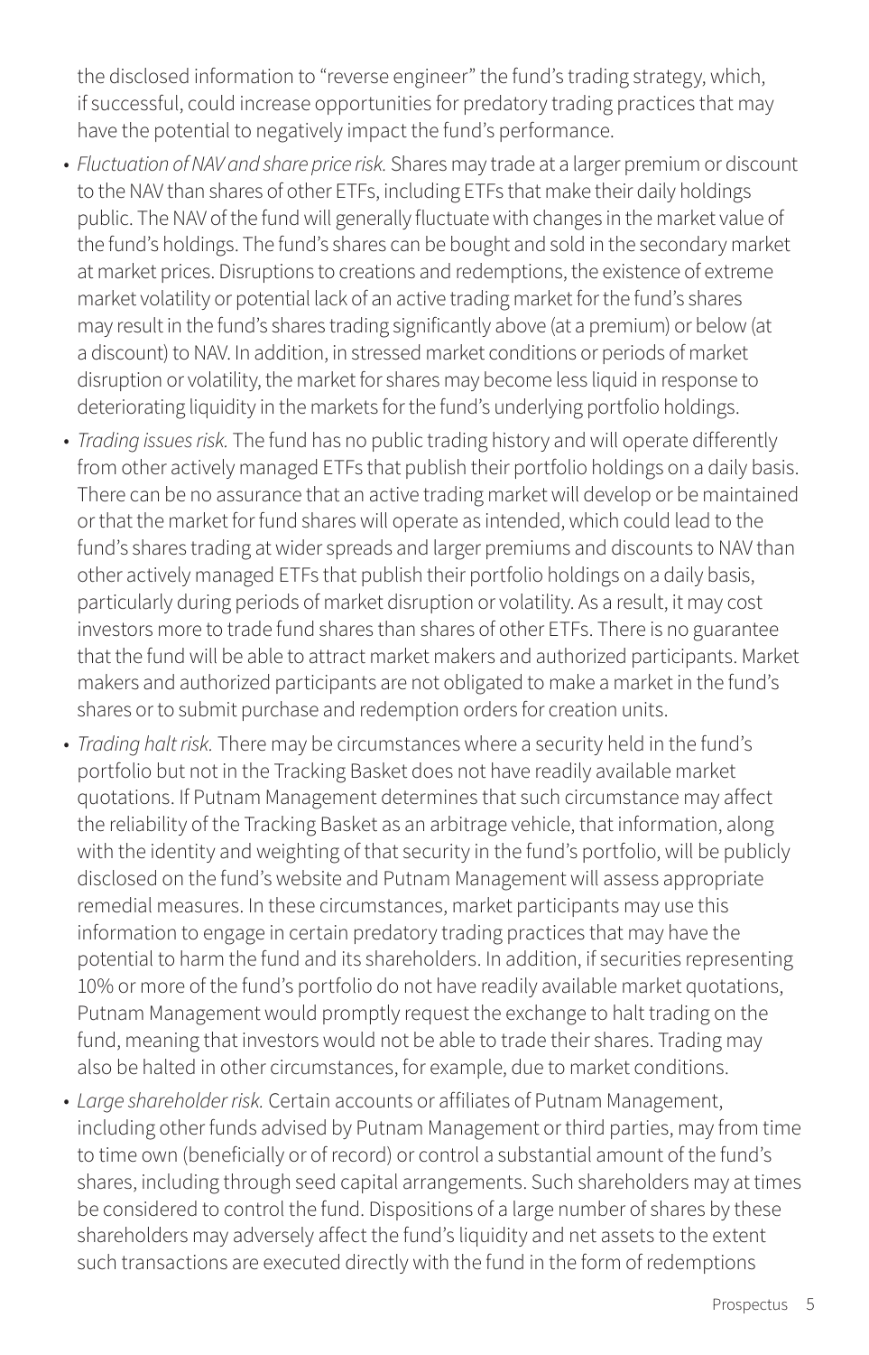the disclosed information to "reverse engineer" the fund's trading strategy, which, if successful, could increase opportunities for predatory trading practices that may have the potential to negatively impact the fund's performance.

- *Fluctuation of NAV and share price risk.* Shares may trade at a larger premium or discount to the NAV than shares of other ETFs, including ETFs that make their daily holdings public. The NAV of the fund will generally fluctuate with changes in the market value of the fund's holdings. The fund's shares can be bought and sold in the secondary market at market prices. Disruptions to creations and redemptions, the existence of extreme market volatility or potential lack of an active trading market for the fund's shares may result in the fund's shares trading significantly above (at a premium) or below (at a discount) to NAV. In addition, in stressed market conditions or periods of market disruption or volatility, the market for shares may become less liquid in response to deteriorating liquidity in the markets for the fund's underlying portfolio holdings.
- *Trading issues risk.* The fund has no public trading history and will operate differently from other actively managed ETFs that publish their portfolio holdings on a daily basis. There can be no assurance that an active trading market will develop or be maintained or that the market for fund shares will operate as intended, which could lead to the fund's shares trading at wider spreads and larger premiums and discounts to NAV than other actively managed ETFs that publish their portfolio holdings on a daily basis, particularly during periods of market disruption or volatility. As a result, it may cost investors more to trade fund shares than shares of other ETFs. There is no guarantee that the fund will be able to attract market makers and authorized participants. Market makers and authorized participants are not obligated to make a market in the fund's shares or to submit purchase and redemption orders for creation units.
- *Trading halt risk.* There may be circumstances where a security held in the fund's portfolio but not in the Tracking Basket does not have readily available market quotations. If Putnam Management determines that such circumstance may affect the reliability of the Tracking Basket as an arbitrage vehicle, that information, along with the identity and weighting of that security in the fund's portfolio, will be publicly disclosed on the fund's website and Putnam Management will assess appropriate remedial measures. In these circumstances, market participants may use this information to engage in certain predatory trading practices that may have the potential to harm the fund and its shareholders. In addition, if securities representing 10% or more of the fund's portfolio do not have readily available market quotations, Putnam Management would promptly request the exchange to halt trading on the fund, meaning that investors would not be able to trade their shares. Trading may also be halted in other circumstances, for example, due to market conditions.
- *Large shareholder risk.* Certain accounts or affiliates of Putnam Management, including other funds advised by Putnam Management or third parties, may from time to time own (beneficially or of record) or control a substantial amount of the fund's shares, including through seed capital arrangements. Such shareholders may at times be considered to control the fund. Dispositions of a large number of shares by these shareholders may adversely affect the fund's liquidity and net assets to the extent such transactions are executed directly with the fund in the form of redemptions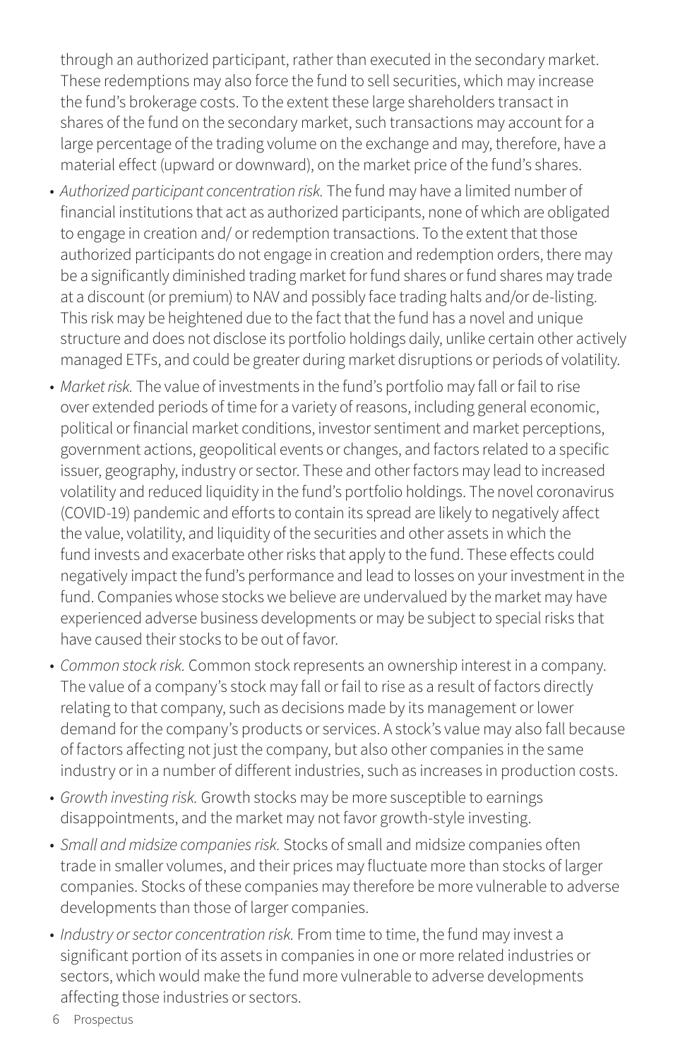through an authorized participant, rather than executed in the secondary market. These redemptions may also force the fund to sell securities, which may increase the fund's brokerage costs. To the extent these large shareholders transact in shares of the fund on the secondary market, such transactions may account for a large percentage of the trading volume on the exchange and may, therefore, have a material effect (upward or downward), on the market price of the fund's shares.

- *Authorized participant concentration risk.* The fund may have a limited number of financial institutions that act as authorized participants, none of which are obligated to engage in creation and/ or redemption transactions. To the extent that those authorized participants do not engage in creation and redemption orders, there may be a significantly diminished trading market for fund shares or fund shares may trade at a discount (or premium) to NAV and possibly face trading halts and/or de-listing. This risk may be heightened due to the fact that the fund has a novel and unique structure and does not disclose its portfolio holdings daily, unlike certain other actively managed ETFs, and could be greater during market disruptions or periods of volatility.
- *Market risk.* The value of investments in the fund's portfolio may fall or fail to rise over extended periods of time for a variety of reasons, including general economic, political or financial market conditions, investor sentiment and market perceptions, government actions, geopolitical events or changes, and factors related to a specific issuer, geography, industry or sector. These and other factors may lead to increased volatility and reduced liquidity in the fund's portfolio holdings. The novel coronavirus (COVID-19) pandemic and efforts to contain its spread are likely to negatively affect the value, volatility, and liquidity of the securities and other assets in which the fund invests and exacerbate other risks that apply to the fund. These effects could negatively impact the fund's performance and lead to losses on your investment in the fund. Companies whose stocks we believe are undervalued by the market may have experienced adverse business developments or may be subject to special risks that have caused their stocks to be out of favor.
- *Common stock risk.* Common stock represents an ownership interest in a company. The value of a company's stock may fall or fail to rise as a result of factors directly relating to that company, such as decisions made by its management or lower demand for the company's products or services. A stock's value may also fall because of factors affecting not just the company, but also other companies in the same industry or in a number of different industries, such as increases in production costs.
- *Growth investing risk.* Growth stocks may be more susceptible to earnings disappointments, and the market may not favor growth-style investing.
- *Small and midsize companies risk.* Stocks of small and midsize companies often trade in smaller volumes, and their prices may fluctuate more than stocks of larger companies. Stocks of these companies may therefore be more vulnerable to adverse developments than those of larger companies.
- *Industry or sector concentration risk.* From time to time, the fund may invest a significant portion of its assets in companies in one or more related industries or sectors, which would make the fund more vulnerable to adverse developments affecting those industries or sectors.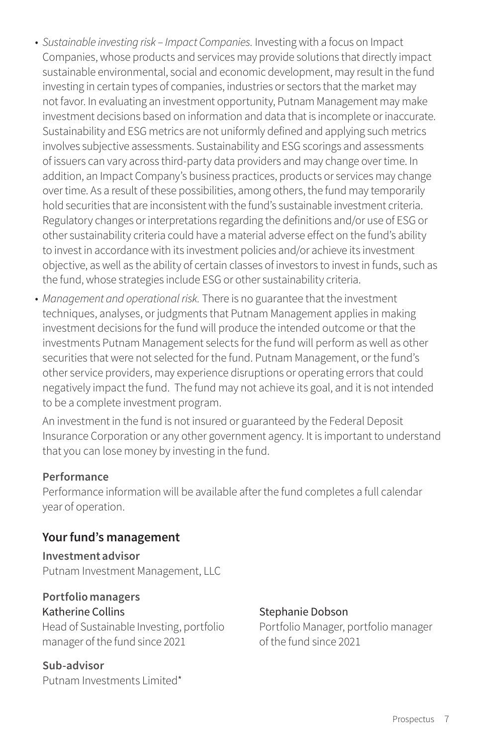- *Sustainable investing risk – Impact Companies.* Investing with a focus on Impact Companies, whose products and services may provide solutions that directly impact sustainable environmental, social and economic development, may result in the fund investing in certain types of companies, industries or sectors that the market may not favor. In evaluating an investment opportunity, Putnam Management may make investment decisions based on information and data that is incomplete or inaccurate. Sustainability and ESG metrics are not uniformly defined and applying such metrics involves subjective assessments. Sustainability and ESG scorings and assessments of issuers can vary across third-party data providers and may change over time. In addition, an Impact Company's business practices, products or services may change over time. As a result of these possibilities, among others, the fund may temporarily hold securities that are inconsistent with the fund's sustainable investment criteria. Regulatory changes or interpretations regarding the definitions and/or use of ESG or other sustainability criteria could have a material adverse effect on the fund's ability to invest in accordance with its investment policies and/or achieve its investment objective, as well as the ability of certain classes of investors to invest in funds, such as the fund, whose strategies include ESG or other sustainability criteria.
- *Management and operational risk.* There is no guarantee that the investment techniques, analyses, or judgments that Putnam Management applies in making investment decisions for the fund will produce the intended outcome or that the investments Putnam Management selects for the fund will perform as well as other securities that were not selected for the fund. Putnam Management, or the fund's other service providers, may experience disruptions or operating errors that could negatively impact the fund. The fund may not achieve its goal, and it is not intended to be a complete investment program.

  An investment in the fund is not insured or guaranteed by the Federal Deposit Insurance Corporation or any other government agency. It is important to understand that you can lose money by investing in the fund.

**Performance**

Performance information will be available after the fund completes a full calendar year of operation.

## Your fund's management

**Investment advisor**

Putnam Investment Management, LLC

**Portfolio managers**

Katherine Collins
Head of Sustainable Investing, portfolio manager of the fund since 2021

Stephanie Dobson
Portfolio Manager, portfolio manager of the fund since 2021

**Sub-advisor**

Putnam Investments Limited*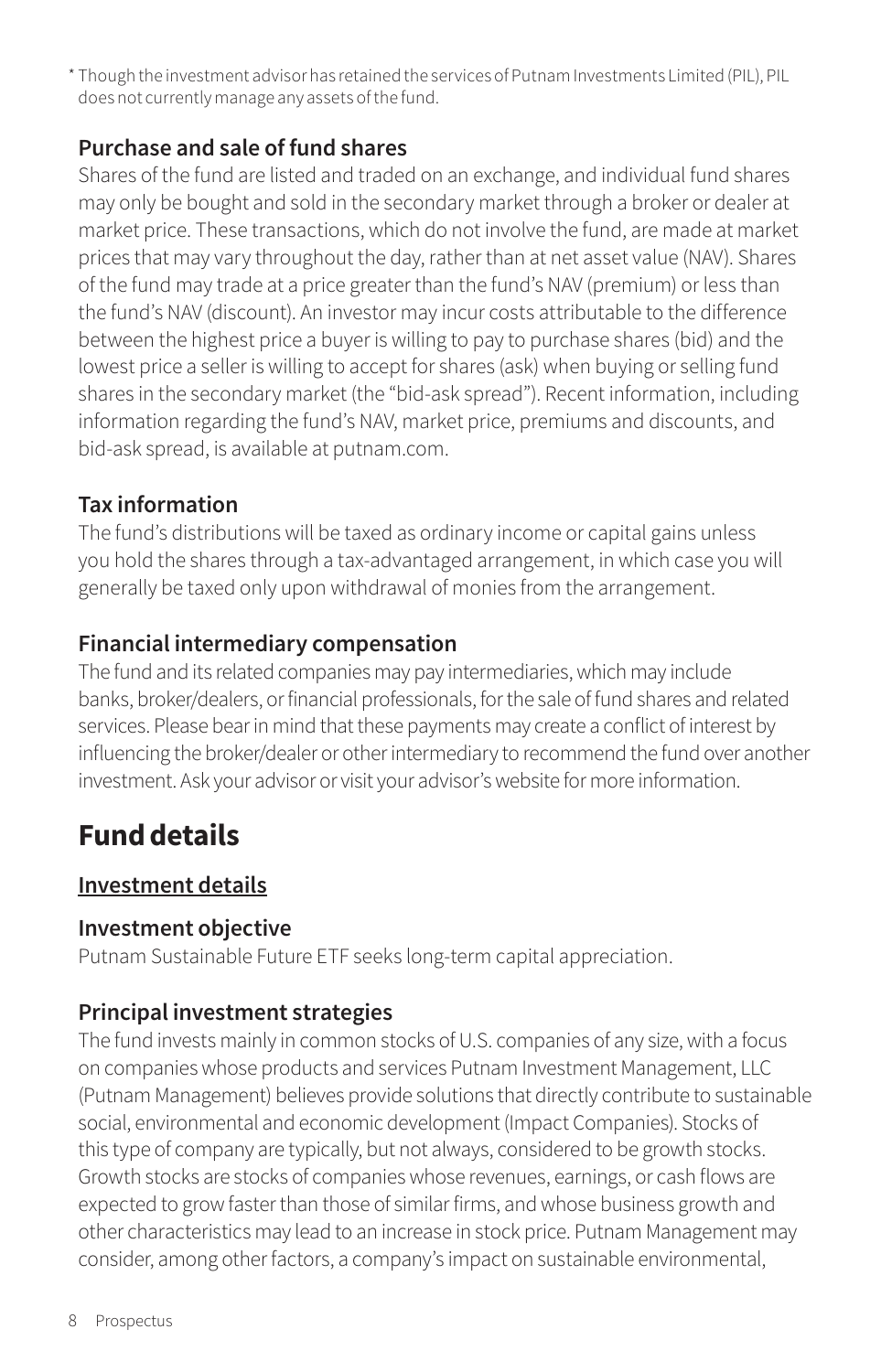* Though the investment advisor has retained the services of Putnam Investments Limited (PIL), PIL does not currently manage any assets of the fund.

### Purchase and sale of fund shares

Shares of the fund are listed and traded on an exchange, and individual fund shares may only be bought and sold in the secondary market through a broker or dealer at market price. These transactions, which do not involve the fund, are made at market prices that may vary throughout the day, rather than at net asset value (NAV). Shares of the fund may trade at a price greater than the fund's NAV (premium) or less than the fund's NAV (discount). An investor may incur costs attributable to the difference between the highest price a buyer is willing to pay to purchase shares (bid) and the lowest price a seller is willing to accept for shares (ask) when buying or selling fund shares in the secondary market (the "bid-ask spread"). Recent information, including information regarding the fund's NAV, market price, premiums and discounts, and bid-ask spread, is available at putnam.com.

### Tax information

The fund's distributions will be taxed as ordinary income or capital gains unless you hold the shares through a tax-advantaged arrangement, in which case you will generally be taxed only upon withdrawal of monies from the arrangement.

### Financial intermediary compensation

The fund and its related companies may pay intermediaries, which may include banks, broker/dealers, or financial professionals, for the sale of fund shares and related services. Please bear in mind that these payments may create a conflict of interest by influencing the broker/dealer or other intermediary to recommend the fund over another investment. Ask your advisor or visit your advisor's website for more information.

# Fund details

## Investment details

### Investment objective

Putnam Sustainable Future ETF seeks long-term capital appreciation.

### Principal investment strategies

The fund invests mainly in common stocks of U.S. companies of any size, with a focus on companies whose products and services Putnam Investment Management, LLC (Putnam Management) believes provide solutions that directly contribute to sustainable social, environmental and economic development (Impact Companies). Stocks of this type of company are typically, but not always, considered to be growth stocks. Growth stocks are stocks of companies whose revenues, earnings, or cash flows are expected to grow faster than those of similar firms, and whose business growth and other characteristics may lead to an increase in stock price. Putnam Management may consider, among other factors, a company's impact on sustainable environmental,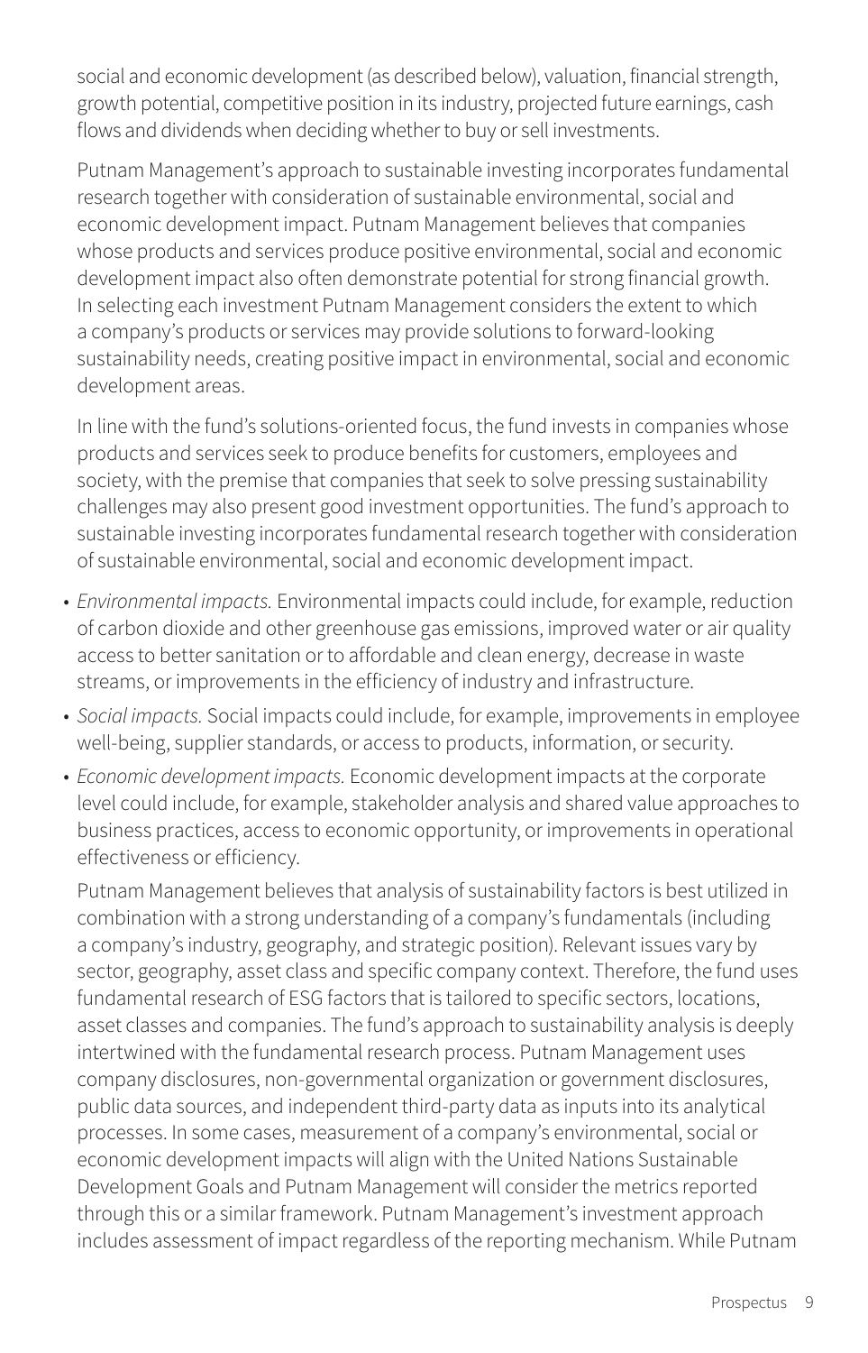social and economic development (as described below), valuation, financial strength, growth potential, competitive position in its industry, projected future earnings, cash flows and dividends when deciding whether to buy or sell investments.

Putnam Management's approach to sustainable investing incorporates fundamental research together with consideration of sustainable environmental, social and economic development impact. Putnam Management believes that companies whose products and services produce positive environmental, social and economic development impact also often demonstrate potential for strong financial growth. In selecting each investment Putnam Management considers the extent to which a company's products or services may provide solutions to forward-looking sustainability needs, creating positive impact in environmental, social and economic development areas.

In line with the fund's solutions-oriented focus, the fund invests in companies whose products and services seek to produce benefits for customers, employees and society, with the premise that companies that seek to solve pressing sustainability challenges may also present good investment opportunities. The fund's approach to sustainable investing incorporates fundamental research together with consideration of sustainable environmental, social and economic development impact.

- *Environmental impacts.* Environmental impacts could include, for example, reduction of carbon dioxide and other greenhouse gas emissions, improved water or air quality access to better sanitation or to affordable and clean energy, decrease in waste streams, or improvements in the efficiency of industry and infrastructure.
- *Social impacts.* Social impacts could include, for example, improvements in employee well-being, supplier standards, or access to products, information, or security.
- *Economic development impacts.* Economic development impacts at the corporate level could include, for example, stakeholder analysis and shared value approaches to business practices, access to economic opportunity, or improvements in operational effectiveness or efficiency.

Putnam Management believes that analysis of sustainability factors is best utilized in combination with a strong understanding of a company's fundamentals (including a company's industry, geography, and strategic position). Relevant issues vary by sector, geography, asset class and specific company context. Therefore, the fund uses fundamental research of ESG factors that is tailored to specific sectors, locations, asset classes and companies. The fund's approach to sustainability analysis is deeply intertwined with the fundamental research process. Putnam Management uses company disclosures, non-governmental organization or government disclosures, public data sources, and independent third-party data as inputs into its analytical processes. In some cases, measurement of a company's environmental, social or economic development impacts will align with the United Nations Sustainable Development Goals and Putnam Management will consider the metrics reported through this or a similar framework. Putnam Management's investment approach includes assessment of impact regardless of the reporting mechanism. While Putnam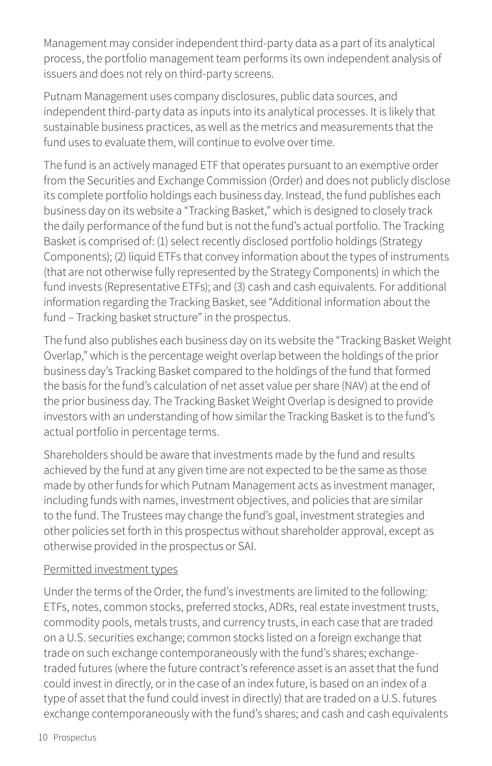Management may consider independent third-party data as a part of its analytical process, the portfolio management team performs its own independent analysis of issuers and does not rely on third-party screens.

Putnam Management uses company disclosures, public data sources, and independent third-party data as inputs into its analytical processes. It is likely that sustainable business practices, as well as the metrics and measurements that the fund uses to evaluate them, will continue to evolve over time.

The fund is an actively managed ETF that operates pursuant to an exemptive order from the Securities and Exchange Commission (Order) and does not publicly disclose its complete portfolio holdings each business day. Instead, the fund publishes each business day on its website a "Tracking Basket," which is designed to closely track the daily performance of the fund but is not the fund's actual portfolio. The Tracking Basket is comprised of: (1) select recently disclosed portfolio holdings (Strategy Components); (2) liquid ETFs that convey information about the types of instruments (that are not otherwise fully represented by the Strategy Components) in which the fund invests (Representative ETFs); and (3) cash and cash equivalents. For additional information regarding the Tracking Basket, see "Additional information about the fund – Tracking basket structure" in the prospectus.

The fund also publishes each business day on its website the "Tracking Basket Weight Overlap," which is the percentage weight overlap between the holdings of the prior business day's Tracking Basket compared to the holdings of the fund that formed the basis for the fund's calculation of net asset value per share (NAV) at the end of the prior business day. The Tracking Basket Weight Overlap is designed to provide investors with an understanding of how similar the Tracking Basket is to the fund's actual portfolio in percentage terms.

Shareholders should be aware that investments made by the fund and results achieved by the fund at any given time are not expected to be the same as those made by other funds for which Putnam Management acts as investment manager, including funds with names, investment objectives, and policies that are similar to the fund. The Trustees may change the fund's goal, investment strategies and other policies set forth in this prospectus without shareholder approval, except as otherwise provided in the prospectus or SAI.

Permitted investment types

Under the terms of the Order, the fund's investments are limited to the following: ETFs, notes, common stocks, preferred stocks, ADRs, real estate investment trusts, commodity pools, metals trusts, and currency trusts, in each case that are traded on a U.S. securities exchange; common stocks listed on a foreign exchange that trade on such exchange contemporaneously with the fund's shares; exchange-traded futures (where the future contract's reference asset is an asset that the fund could invest in directly, or in the case of an index future, is based on an index of a type of asset that the fund could invest in directly) that are traded on a U.S. futures exchange contemporaneously with the fund's shares; and cash and cash equivalents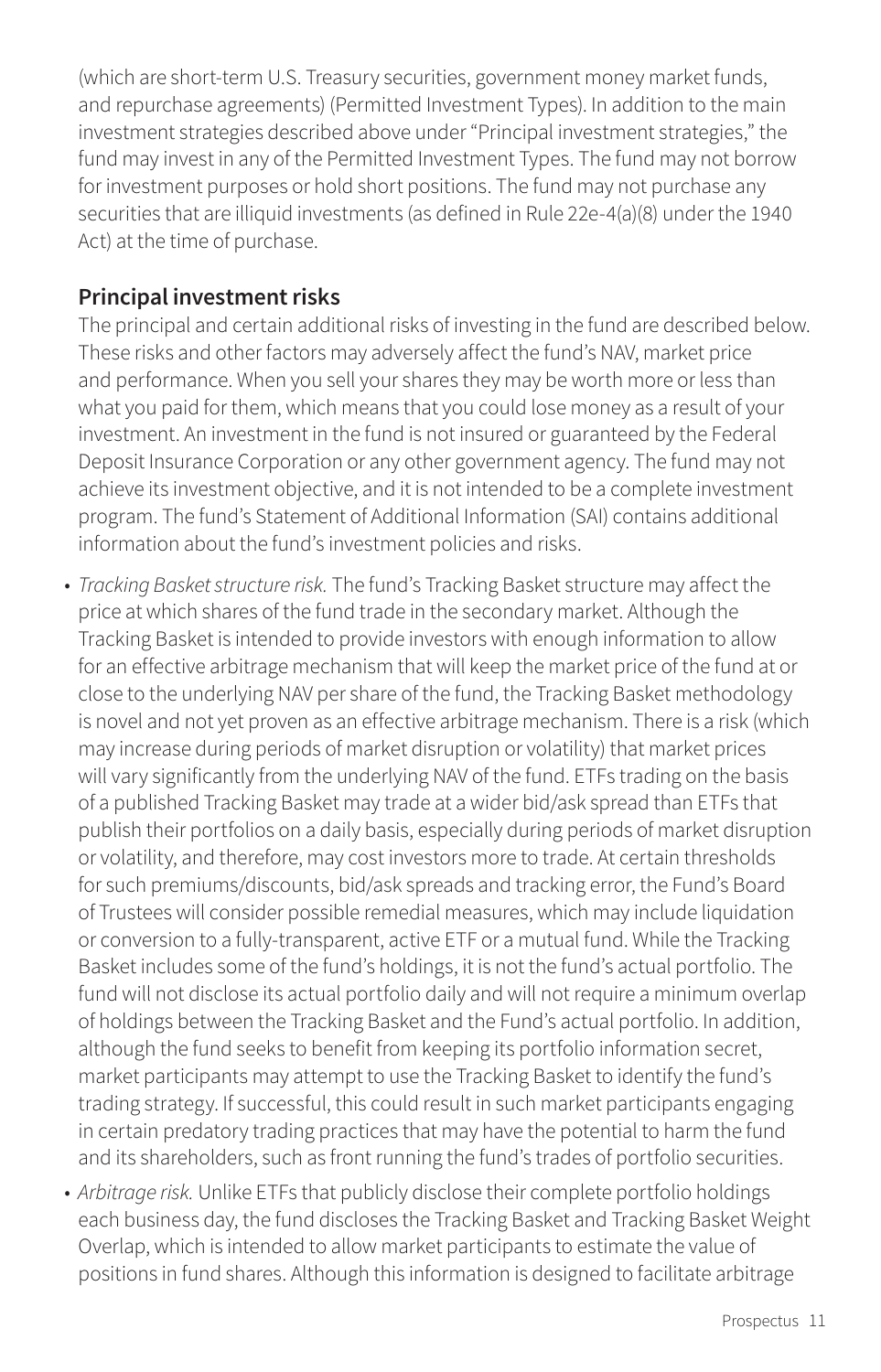(which are short-term U.S. Treasury securities, government money market funds, and repurchase agreements) (Permitted Investment Types). In addition to the main investment strategies described above under "Principal investment strategies," the fund may invest in any of the Permitted Investment Types. The fund may not borrow for investment purposes or hold short positions. The fund may not purchase any securities that are illiquid investments (as defined in Rule 22e-4(a)(8) under the 1940 Act) at the time of purchase.

## Principal investment risks

The principal and certain additional risks of investing in the fund are described below. These risks and other factors may adversely affect the fund's NAV, market price and performance. When you sell your shares they may be worth more or less than what you paid for them, which means that you could lose money as a result of your investment. An investment in the fund is not insured or guaranteed by the Federal Deposit Insurance Corporation or any other government agency. The fund may not achieve its investment objective, and it is not intended to be a complete investment program. The fund's Statement of Additional Information (SAI) contains additional information about the fund's investment policies and risks.

- *Tracking Basket structure risk.* The fund's Tracking Basket structure may affect the price at which shares of the fund trade in the secondary market. Although the Tracking Basket is intended to provide investors with enough information to allow for an effective arbitrage mechanism that will keep the market price of the fund at or close to the underlying NAV per share of the fund, the Tracking Basket methodology is novel and not yet proven as an effective arbitrage mechanism. There is a risk (which may increase during periods of market disruption or volatility) that market prices will vary significantly from the underlying NAV of the fund. ETFs trading on the basis of a published Tracking Basket may trade at a wider bid/ask spread than ETFs that publish their portfolios on a daily basis, especially during periods of market disruption or volatility, and therefore, may cost investors more to trade. At certain thresholds for such premiums/discounts, bid/ask spreads and tracking error, the Fund's Board of Trustees will consider possible remedial measures, which may include liquidation or conversion to a fully-transparent, active ETF or a mutual fund. While the Tracking Basket includes some of the fund's holdings, it is not the fund's actual portfolio. The fund will not disclose its actual portfolio daily and will not require a minimum overlap of holdings between the Tracking Basket and the Fund's actual portfolio. In addition, although the fund seeks to benefit from keeping its portfolio information secret, market participants may attempt to use the Tracking Basket to identify the fund's trading strategy. If successful, this could result in such market participants engaging in certain predatory trading practices that may have the potential to harm the fund and its shareholders, such as front running the fund's trades of portfolio securities.
- *Arbitrage risk.* Unlike ETFs that publicly disclose their complete portfolio holdings each business day, the fund discloses the Tracking Basket and Tracking Basket Weight Overlap, which is intended to allow market participants to estimate the value of positions in fund shares. Although this information is designed to facilitate arbitrage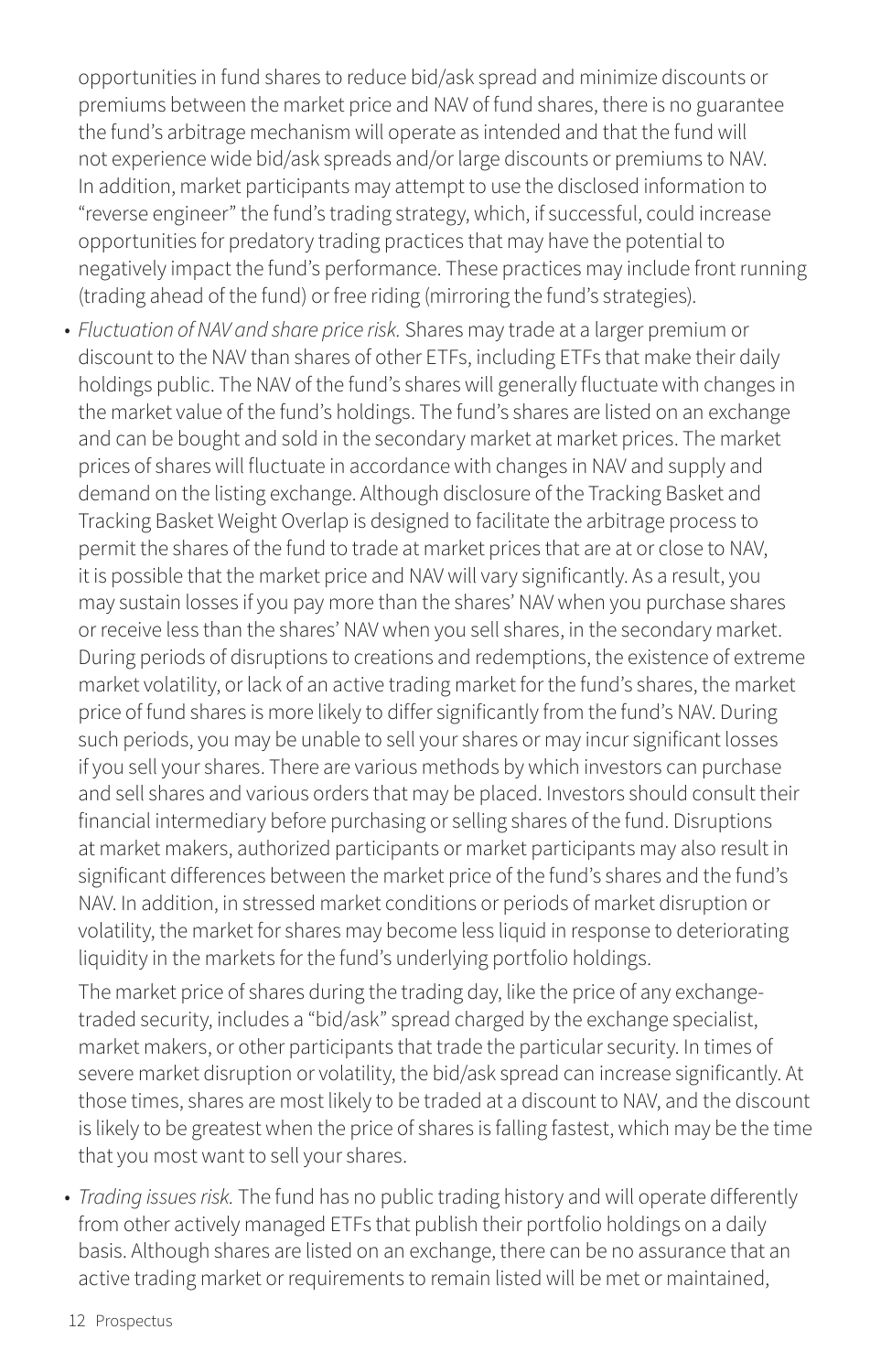opportunities in fund shares to reduce bid/ask spread and minimize discounts or premiums between the market price and NAV of fund shares, there is no guarantee the fund's arbitrage mechanism will operate as intended and that the fund will not experience wide bid/ask spreads and/or large discounts or premiums to NAV. In addition, market participants may attempt to use the disclosed information to "reverse engineer" the fund's trading strategy, which, if successful, could increase opportunities for predatory trading practices that may have the potential to negatively impact the fund's performance. These practices may include front running (trading ahead of the fund) or free riding (mirroring the fund's strategies).

- *Fluctuation of NAV and share price risk.* Shares may trade at a larger premium or discount to the NAV than shares of other ETFs, including ETFs that make their daily holdings public. The NAV of the fund's shares will generally fluctuate with changes in the market value of the fund's holdings. The fund's shares are listed on an exchange and can be bought and sold in the secondary market at market prices. The market prices of shares will fluctuate in accordance with changes in NAV and supply and demand on the listing exchange. Although disclosure of the Tracking Basket and Tracking Basket Weight Overlap is designed to facilitate the arbitrage process to permit the shares of the fund to trade at market prices that are at or close to NAV, it is possible that the market price and NAV will vary significantly. As a result, you may sustain losses if you pay more than the shares' NAV when you purchase shares or receive less than the shares' NAV when you sell shares, in the secondary market. During periods of disruptions to creations and redemptions, the existence of extreme market volatility, or lack of an active trading market for the fund's shares, the market price of fund shares is more likely to differ significantly from the fund's NAV. During such periods, you may be unable to sell your shares or may incur significant losses if you sell your shares. There are various methods by which investors can purchase and sell shares and various orders that may be placed. Investors should consult their financial intermediary before purchasing or selling shares of the fund. Disruptions at market makers, authorized participants or market participants may also result in significant differences between the market price of the fund's shares and the fund's NAV. In addition, in stressed market conditions or periods of market disruption or volatility, the market for shares may become less liquid in response to deteriorating liquidity in the markets for the fund's underlying portfolio holdings.

  The market price of shares during the trading day, like the price of any exchange-traded security, includes a "bid/ask" spread charged by the exchange specialist, market makers, or other participants that trade the particular security. In times of severe market disruption or volatility, the bid/ask spread can increase significantly. At those times, shares are most likely to be traded at a discount to NAV, and the discount is likely to be greatest when the price of shares is falling fastest, which may be the time that you most want to sell your shares.

- *Trading issues risk.* The fund has no public trading history and will operate differently from other actively managed ETFs that publish their portfolio holdings on a daily basis. Although shares are listed on an exchange, there can be no assurance that an active trading market or requirements to remain listed will be met or maintained,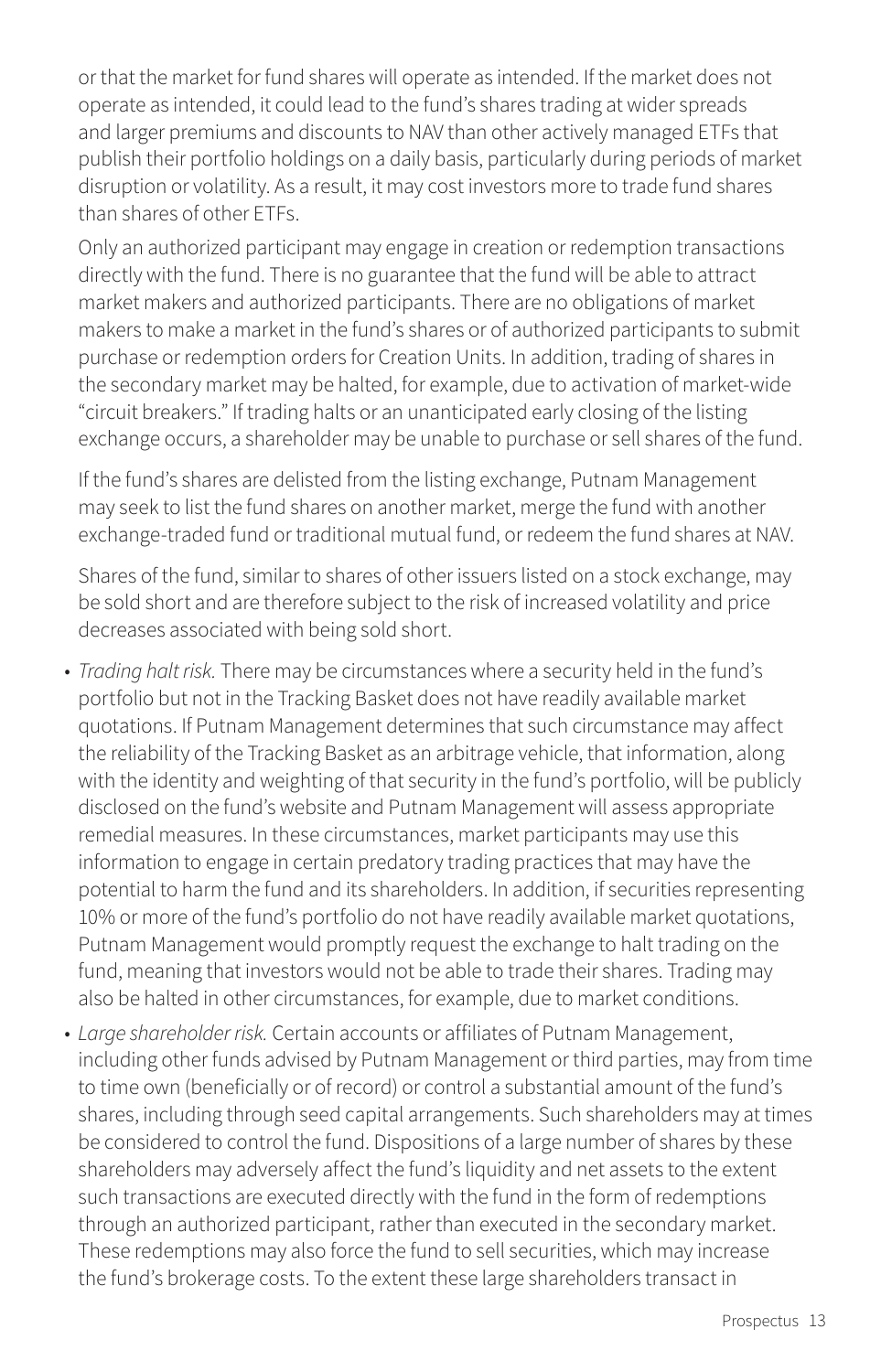or that the market for fund shares will operate as intended. If the market does not operate as intended, it could lead to the fund's shares trading at wider spreads and larger premiums and discounts to NAV than other actively managed ETFs that publish their portfolio holdings on a daily basis, particularly during periods of market disruption or volatility. As a result, it may cost investors more to trade fund shares than shares of other ETFs.

Only an authorized participant may engage in creation or redemption transactions directly with the fund. There is no guarantee that the fund will be able to attract market makers and authorized participants. There are no obligations of market makers to make a market in the fund's shares or of authorized participants to submit purchase or redemption orders for Creation Units. In addition, trading of shares in the secondary market may be halted, for example, due to activation of market-wide "circuit breakers." If trading halts or an unanticipated early closing of the listing exchange occurs, a shareholder may be unable to purchase or sell shares of the fund.

If the fund's shares are delisted from the listing exchange, Putnam Management may seek to list the fund shares on another market, merge the fund with another exchange-traded fund or traditional mutual fund, or redeem the fund shares at NAV.

Shares of the fund, similar to shares of other issuers listed on a stock exchange, may be sold short and are therefore subject to the risk of increased volatility and price decreases associated with being sold short.

- *Trading halt risk.* There may be circumstances where a security held in the fund's portfolio but not in the Tracking Basket does not have readily available market quotations. If Putnam Management determines that such circumstance may affect the reliability of the Tracking Basket as an arbitrage vehicle, that information, along with the identity and weighting of that security in the fund's portfolio, will be publicly disclosed on the fund's website and Putnam Management will assess appropriate remedial measures. In these circumstances, market participants may use this information to engage in certain predatory trading practices that may have the potential to harm the fund and its shareholders. In addition, if securities representing 10% or more of the fund's portfolio do not have readily available market quotations, Putnam Management would promptly request the exchange to halt trading on the fund, meaning that investors would not be able to trade their shares. Trading may also be halted in other circumstances, for example, due to market conditions.
- *Large shareholder risk.* Certain accounts or affiliates of Putnam Management, including other funds advised by Putnam Management or third parties, may from time to time own (beneficially or of record) or control a substantial amount of the fund's shares, including through seed capital arrangements. Such shareholders may at times be considered to control the fund. Dispositions of a large number of shares by these shareholders may adversely affect the fund's liquidity and net assets to the extent such transactions are executed directly with the fund in the form of redemptions through an authorized participant, rather than executed in the secondary market. These redemptions may also force the fund to sell securities, which may increase the fund's brokerage costs. To the extent these large shareholders transact in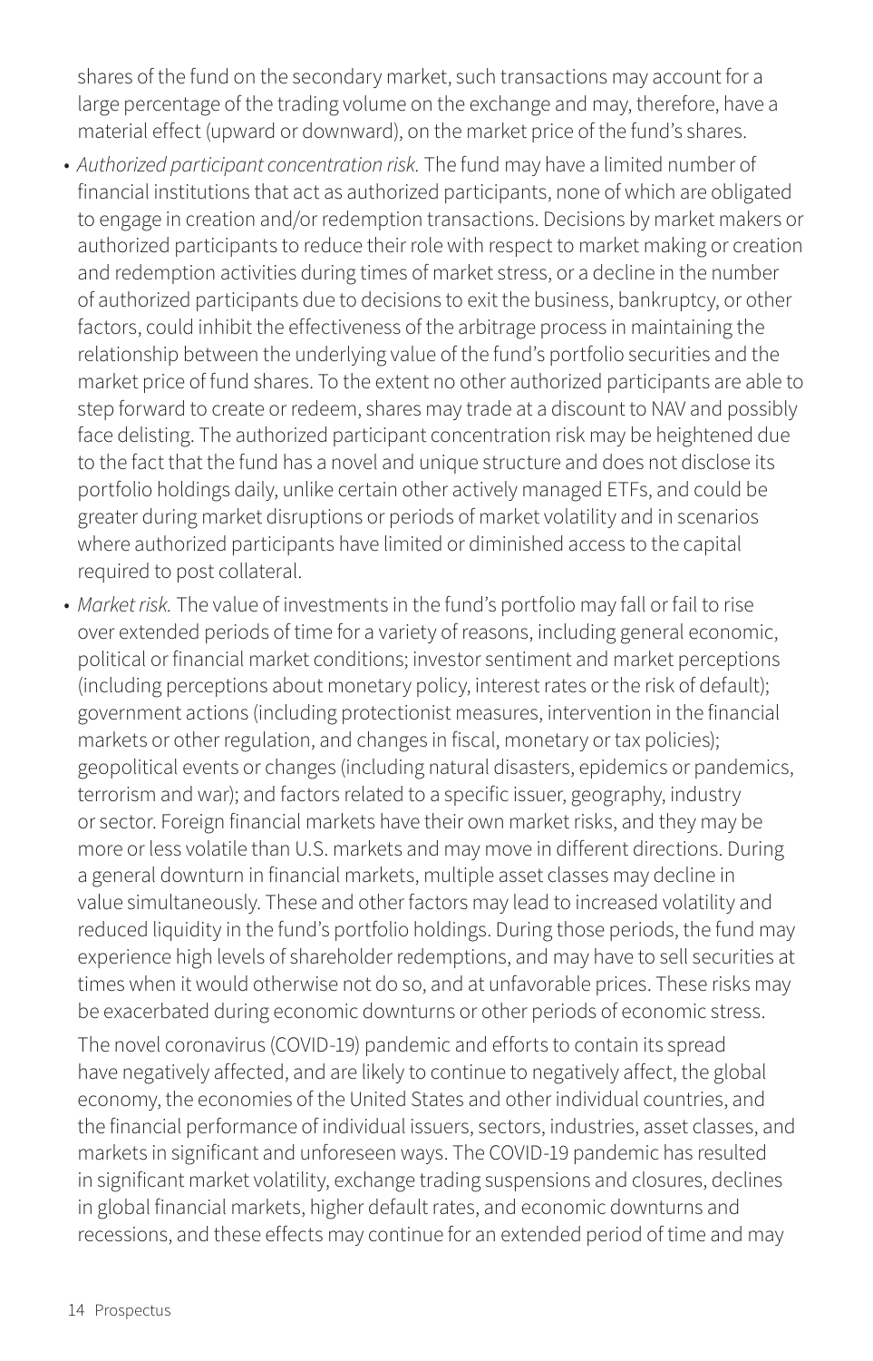shares of the fund on the secondary market, such transactions may account for a large percentage of the trading volume on the exchange and may, therefore, have a material effect (upward or downward), on the market price of the fund's shares.

- *Authorized participant concentration risk.* The fund may have a limited number of financial institutions that act as authorized participants, none of which are obligated to engage in creation and/or redemption transactions. Decisions by market makers or authorized participants to reduce their role with respect to market making or creation and redemption activities during times of market stress, or a decline in the number of authorized participants due to decisions to exit the business, bankruptcy, or other factors, could inhibit the effectiveness of the arbitrage process in maintaining the relationship between the underlying value of the fund's portfolio securities and the market price of fund shares. To the extent no other authorized participants are able to step forward to create or redeem, shares may trade at a discount to NAV and possibly face delisting. The authorized participant concentration risk may be heightened due to the fact that the fund has a novel and unique structure and does not disclose its portfolio holdings daily, unlike certain other actively managed ETFs, and could be greater during market disruptions or periods of market volatility and in scenarios where authorized participants have limited or diminished access to the capital required to post collateral.
- *Market risk.* The value of investments in the fund's portfolio may fall or fail to rise over extended periods of time for a variety of reasons, including general economic, political or financial market conditions; investor sentiment and market perceptions (including perceptions about monetary policy, interest rates or the risk of default); government actions (including protectionist measures, intervention in the financial markets or other regulation, and changes in fiscal, monetary or tax policies); geopolitical events or changes (including natural disasters, epidemics or pandemics, terrorism and war); and factors related to a specific issuer, geography, industry or sector. Foreign financial markets have their own market risks, and they may be more or less volatile than U.S. markets and may move in different directions. During a general downturn in financial markets, multiple asset classes may decline in value simultaneously. These and other factors may lead to increased volatility and reduced liquidity in the fund's portfolio holdings. During those periods, the fund may experience high levels of shareholder redemptions, and may have to sell securities at times when it would otherwise not do so, and at unfavorable prices. These risks may be exacerbated during economic downturns or other periods of economic stress.

  The novel coronavirus (COVID-19) pandemic and efforts to contain its spread have negatively affected, and are likely to continue to negatively affect, the global economy, the economies of the United States and other individual countries, and the financial performance of individual issuers, sectors, industries, asset classes, and markets in significant and unforeseen ways. The COVID-19 pandemic has resulted in significant market volatility, exchange trading suspensions and closures, declines in global financial markets, higher default rates, and economic downturns and recessions, and these effects may continue for an extended period of time and may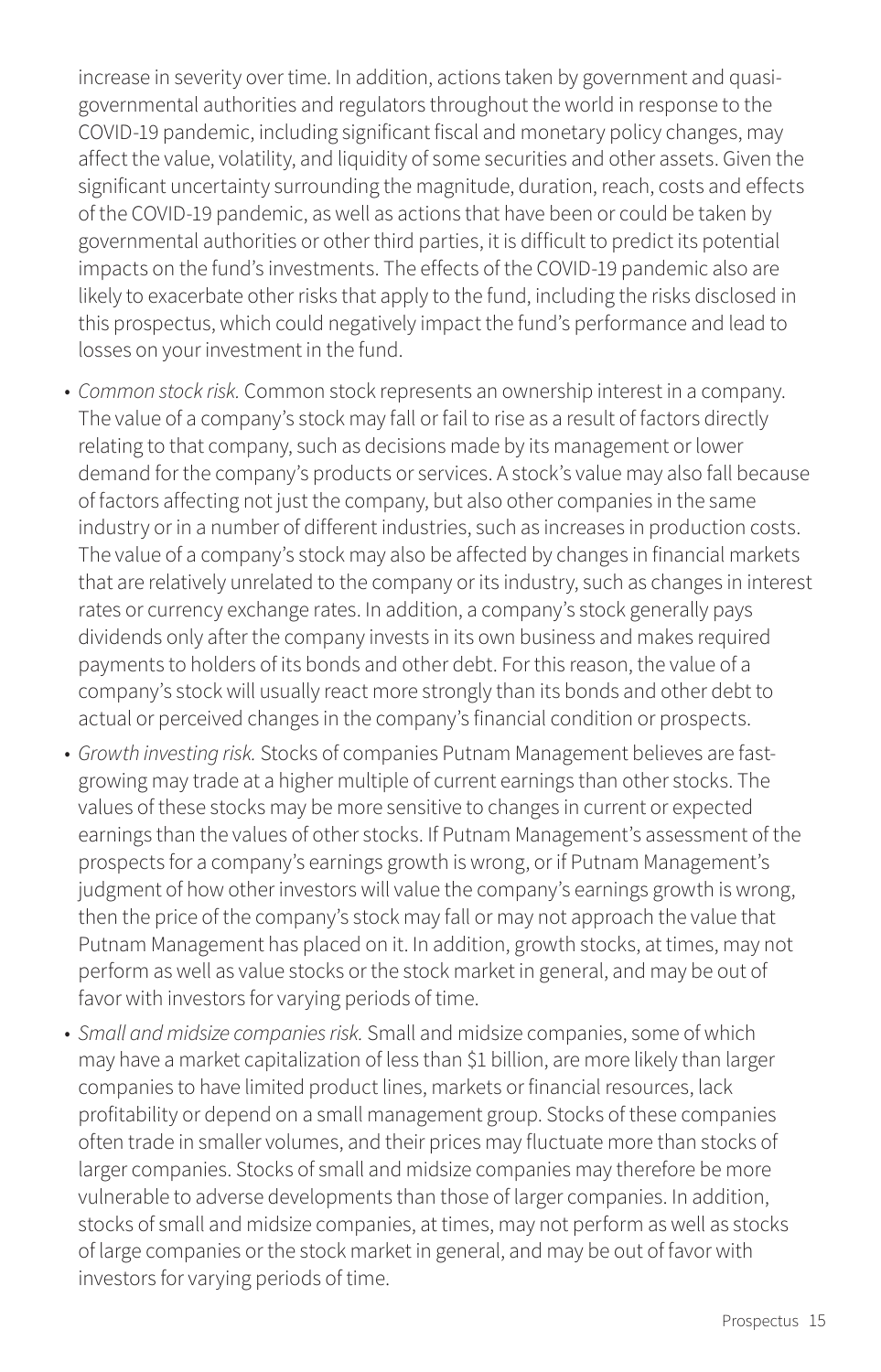increase in severity over time. In addition, actions taken by government and quasi-governmental authorities and regulators throughout the world in response to the COVID-19 pandemic, including significant fiscal and monetary policy changes, may affect the value, volatility, and liquidity of some securities and other assets. Given the significant uncertainty surrounding the magnitude, duration, reach, costs and effects of the COVID-19 pandemic, as well as actions that have been or could be taken by governmental authorities or other third parties, it is difficult to predict its potential impacts on the fund's investments. The effects of the COVID-19 pandemic also are likely to exacerbate other risks that apply to the fund, including the risks disclosed in this prospectus, which could negatively impact the fund's performance and lead to losses on your investment in the fund.

- *Common stock risk.* Common stock represents an ownership interest in a company. The value of a company's stock may fall or fail to rise as a result of factors directly relating to that company, such as decisions made by its management or lower demand for the company's products or services. A stock's value may also fall because of factors affecting not just the company, but also other companies in the same industry or in a number of different industries, such as increases in production costs. The value of a company's stock may also be affected by changes in financial markets that are relatively unrelated to the company or its industry, such as changes in interest rates or currency exchange rates. In addition, a company's stock generally pays dividends only after the company invests in its own business and makes required payments to holders of its bonds and other debt. For this reason, the value of a company's stock will usually react more strongly than its bonds and other debt to actual or perceived changes in the company's financial condition or prospects.
- *Growth investing risk.* Stocks of companies Putnam Management believes are fast-growing may trade at a higher multiple of current earnings than other stocks. The values of these stocks may be more sensitive to changes in current or expected earnings than the values of other stocks. If Putnam Management's assessment of the prospects for a company's earnings growth is wrong, or if Putnam Management's judgment of how other investors will value the company's earnings growth is wrong, then the price of the company's stock may fall or may not approach the value that Putnam Management has placed on it. In addition, growth stocks, at times, may not perform as well as value stocks or the stock market in general, and may be out of favor with investors for varying periods of time.
- *Small and midsize companies risk.* Small and midsize companies, some of which may have a market capitalization of less than $1 billion, are more likely than larger companies to have limited product lines, markets or financial resources, lack profitability or depend on a small management group. Stocks of these companies often trade in smaller volumes, and their prices may fluctuate more than stocks of larger companies. Stocks of small and midsize companies may therefore be more vulnerable to adverse developments than those of larger companies. In addition, stocks of small and midsize companies, at times, may not perform as well as stocks of large companies or the stock market in general, and may be out of favor with investors for varying periods of time.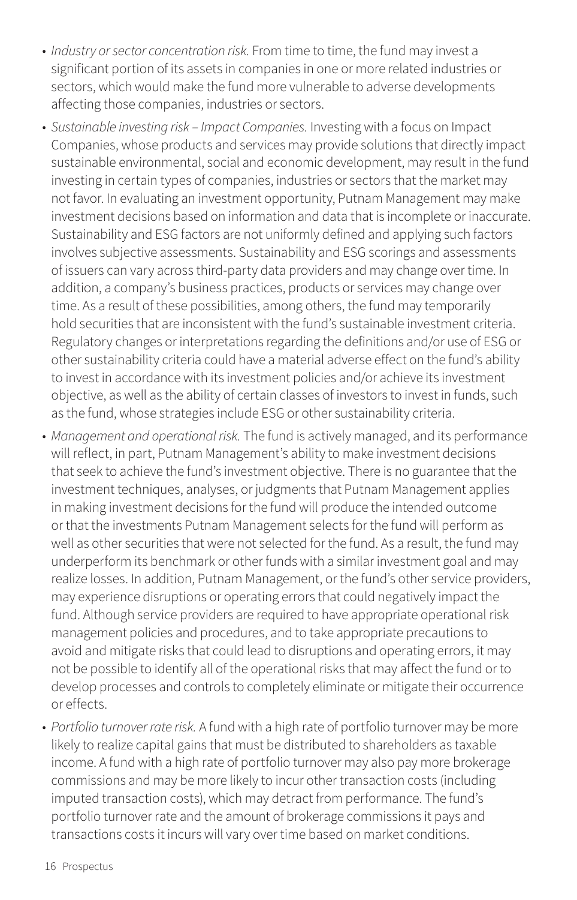- *Industry or sector concentration risk.* From time to time, the fund may invest a significant portion of its assets in companies in one or more related industries or sectors, which would make the fund more vulnerable to adverse developments affecting those companies, industries or sectors.
- *Sustainable investing risk – Impact Companies.* Investing with a focus on Impact Companies, whose products and services may provide solutions that directly impact sustainable environmental, social and economic development, may result in the fund investing in certain types of companies, industries or sectors that the market may not favor. In evaluating an investment opportunity, Putnam Management may make investment decisions based on information and data that is incomplete or inaccurate. Sustainability and ESG factors are not uniformly defined and applying such factors involves subjective assessments. Sustainability and ESG scorings and assessments of issuers can vary across third-party data providers and may change over time. In addition, a company's business practices, products or services may change over time. As a result of these possibilities, among others, the fund may temporarily hold securities that are inconsistent with the fund's sustainable investment criteria. Regulatory changes or interpretations regarding the definitions and/or use of ESG or other sustainability criteria could have a material adverse effect on the fund's ability to invest in accordance with its investment policies and/or achieve its investment objective, as well as the ability of certain classes of investors to invest in funds, such as the fund, whose strategies include ESG or other sustainability criteria.
- *Management and operational risk.* The fund is actively managed, and its performance will reflect, in part, Putnam Management's ability to make investment decisions that seek to achieve the fund's investment objective. There is no guarantee that the investment techniques, analyses, or judgments that Putnam Management applies in making investment decisions for the fund will produce the intended outcome or that the investments Putnam Management selects for the fund will perform as well as other securities that were not selected for the fund. As a result, the fund may underperform its benchmark or other funds with a similar investment goal and may realize losses. In addition, Putnam Management, or the fund's other service providers, may experience disruptions or operating errors that could negatively impact the fund. Although service providers are required to have appropriate operational risk management policies and procedures, and to take appropriate precautions to avoid and mitigate risks that could lead to disruptions and operating errors, it may not be possible to identify all of the operational risks that may affect the fund or to develop processes and controls to completely eliminate or mitigate their occurrence or effects.
- *Portfolio turnover rate risk.* A fund with a high rate of portfolio turnover may be more likely to realize capital gains that must be distributed to shareholders as taxable income. A fund with a high rate of portfolio turnover may also pay more brokerage commissions and may be more likely to incur other transaction costs (including imputed transaction costs), which may detract from performance. The fund's portfolio turnover rate and the amount of brokerage commissions it pays and transactions costs it incurs will vary over time based on market conditions.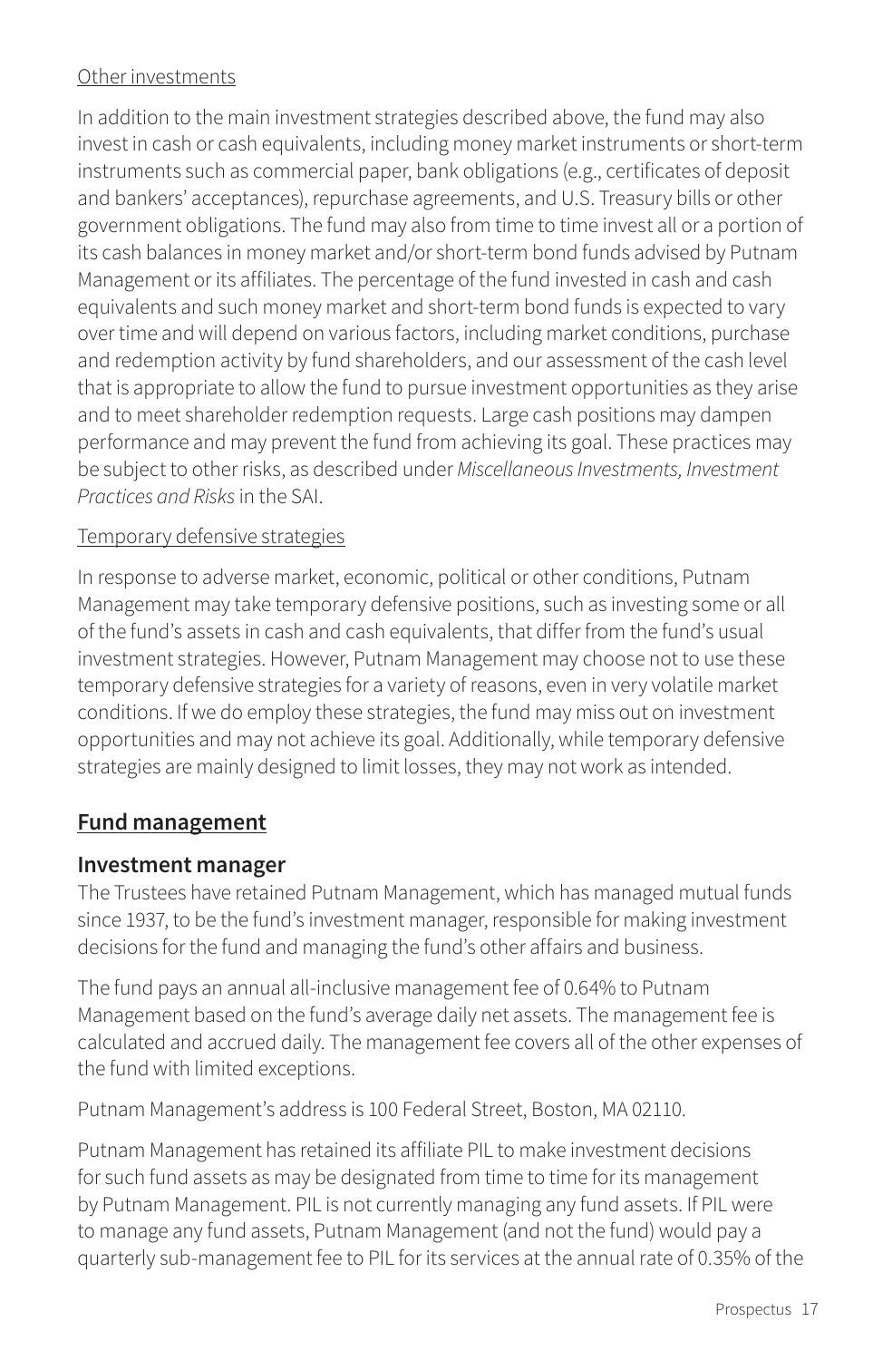Other investments

In addition to the main investment strategies described above, the fund may also invest in cash or cash equivalents, including money market instruments or short-term instruments such as commercial paper, bank obligations (e.g., certificates of deposit and bankers' acceptances), repurchase agreements, and U.S. Treasury bills or other government obligations. The fund may also from time to time invest all or a portion of its cash balances in money market and/or short-term bond funds advised by Putnam Management or its affiliates. The percentage of the fund invested in cash and cash equivalents and such money market and short-term bond funds is expected to vary over time and will depend on various factors, including market conditions, purchase and redemption activity by fund shareholders, and our assessment of the cash level that is appropriate to allow the fund to pursue investment opportunities as they arise and to meet shareholder redemption requests. Large cash positions may dampen performance and may prevent the fund from achieving its goal. These practices may be subject to other risks, as described under *Miscellaneous Investments, Investment Practices and Risks* in the SAI.

Temporary defensive strategies

In response to adverse market, economic, political or other conditions, Putnam Management may take temporary defensive positions, such as investing some or all of the fund's assets in cash and cash equivalents, that differ from the fund's usual investment strategies. However, Putnam Management may choose not to use these temporary defensive strategies for a variety of reasons, even in very volatile market conditions. If we do employ these strategies, the fund may miss out on investment opportunities and may not achieve its goal. Additionally, while temporary defensive strategies are mainly designed to limit losses, they may not work as intended.

## Fund management

### Investment manager

The Trustees have retained Putnam Management, which has managed mutual funds since 1937, to be the fund's investment manager, responsible for making investment decisions for the fund and managing the fund's other affairs and business.

The fund pays an annual all-inclusive management fee of 0.64% to Putnam Management based on the fund's average daily net assets. The management fee is calculated and accrued daily. The management fee covers all of the other expenses of the fund with limited exceptions.

Putnam Management's address is 100 Federal Street, Boston, MA 02110.

Putnam Management has retained its affiliate PIL to make investment decisions for such fund assets as may be designated from time to time for its management by Putnam Management. PIL is not currently managing any fund assets. If PIL were to manage any fund assets, Putnam Management (and not the fund) would pay a quarterly sub-management fee to PIL for its services at the annual rate of 0.35% of the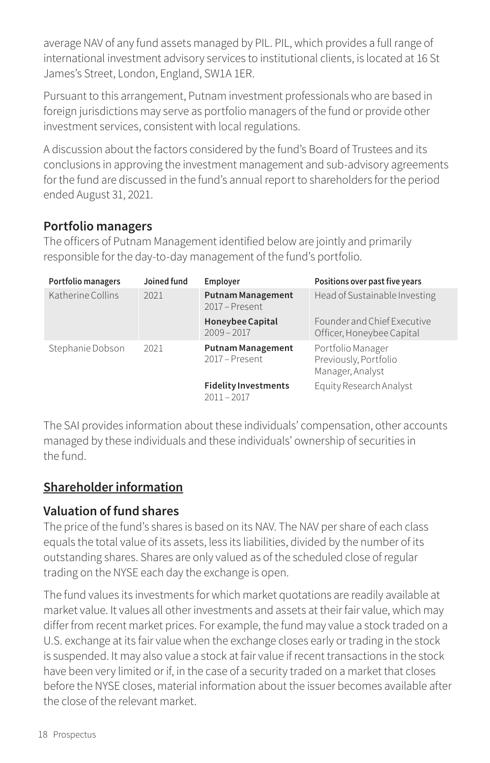average NAV of any fund assets managed by PIL. PIL, which provides a full range of international investment advisory services to institutional clients, is located at 16 St James's Street, London, England, SW1A 1ER.

Pursuant to this arrangement, Putnam investment professionals who are based in foreign jurisdictions may serve as portfolio managers of the fund or provide other investment services, consistent with local regulations.

A discussion about the factors considered by the fund's Board of Trustees and its conclusions in approving the investment management and sub-advisory agreements for the fund are discussed in the fund's annual report to shareholders for the period ended August 31, 2021.

### Portfolio managers

The officers of Putnam Management identified below are jointly and primarily responsible for the day-to-day management of the fund's portfolio.

| Portfolio managers | Joined fund | Employer | Positions over past five years |
|---|---|---|---|
| Katherine Collins | 2021 | **Putnam Management** 2017 – Present | Head of Sustainable Investing |
| | | **Honeybee Capital** 2009 – 2017 | Founder and Chief Executive Officer, Honeybee Capital |
| Stephanie Dobson | 2021 | **Putnam Management** 2017 – Present | Portfolio Manager Previously, Portfolio Manager, Analyst |
| | | **Fidelity Investments** 2011 – 2017 | Equity Research Analyst |

The SAI provides information about these individuals' compensation, other accounts managed by these individuals and these individuals' ownership of securities in the fund.

## Shareholder information

### Valuation of fund shares

The price of the fund's shares is based on its NAV. The NAV per share of each class equals the total value of its assets, less its liabilities, divided by the number of its outstanding shares. Shares are only valued as of the scheduled close of regular trading on the NYSE each day the exchange is open.

The fund values its investments for which market quotations are readily available at market value. It values all other investments and assets at their fair value, which may differ from recent market prices. For example, the fund may value a stock traded on a U.S. exchange at its fair value when the exchange closes early or trading in the stock is suspended. It may also value a stock at fair value if recent transactions in the stock have been very limited or if, in the case of a security traded on a market that closes before the NYSE closes, material information about the issuer becomes available after the close of the relevant market.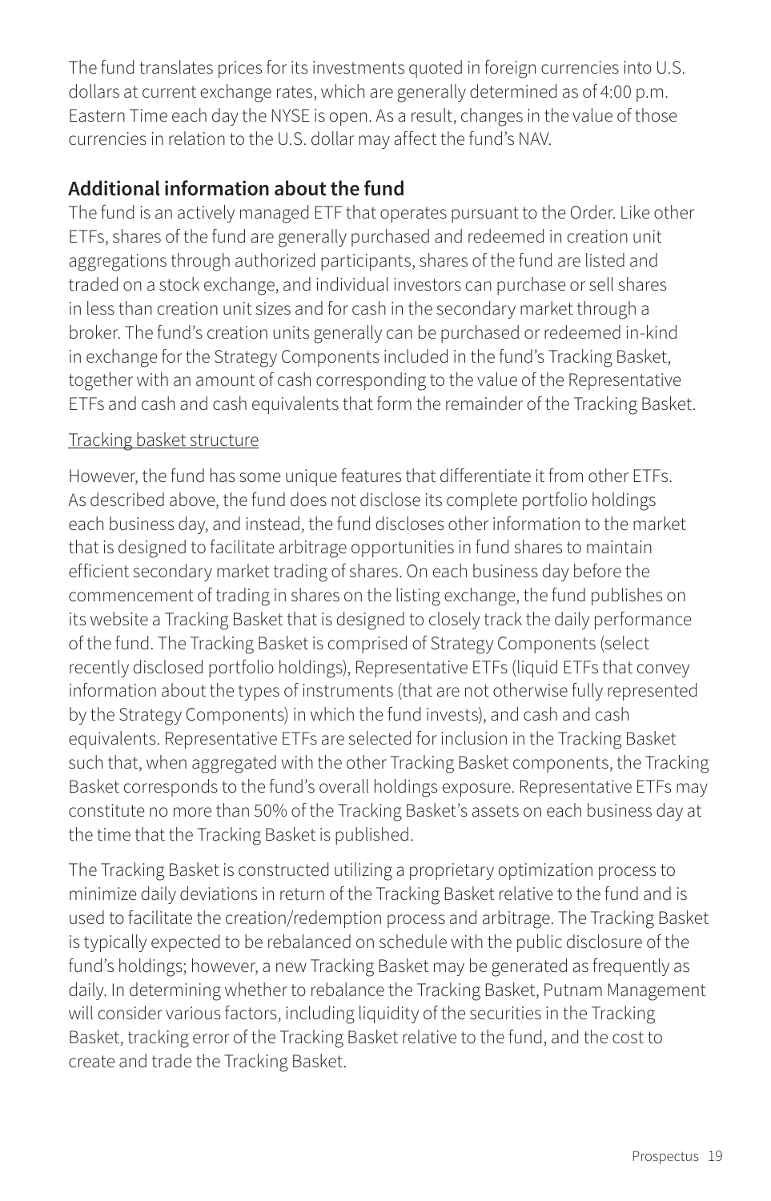The fund translates prices for its investments quoted in foreign currencies into U.S. dollars at current exchange rates, which are generally determined as of 4:00 p.m. Eastern Time each day the NYSE is open. As a result, changes in the value of those currencies in relation to the U.S. dollar may affect the fund's NAV.

## Additional information about the fund

The fund is an actively managed ETF that operates pursuant to the Order. Like other ETFs, shares of the fund are generally purchased and redeemed in creation unit aggregations through authorized participants, shares of the fund are listed and traded on a stock exchange, and individual investors can purchase or sell shares in less than creation unit sizes and for cash in the secondary market through a broker. The fund's creation units generally can be purchased or redeemed in-kind in exchange for the Strategy Components included in the fund's Tracking Basket, together with an amount of cash corresponding to the value of the Representative ETFs and cash and cash equivalents that form the remainder of the Tracking Basket.

Tracking basket structure

However, the fund has some unique features that differentiate it from other ETFs. As described above, the fund does not disclose its complete portfolio holdings each business day, and instead, the fund discloses other information to the market that is designed to facilitate arbitrage opportunities in fund shares to maintain efficient secondary market trading of shares. On each business day before the commencement of trading in shares on the listing exchange, the fund publishes on its website a Tracking Basket that is designed to closely track the daily performance of the fund. The Tracking Basket is comprised of Strategy Components (select recently disclosed portfolio holdings), Representative ETFs (liquid ETFs that convey information about the types of instruments (that are not otherwise fully represented by the Strategy Components) in which the fund invests), and cash and cash equivalents. Representative ETFs are selected for inclusion in the Tracking Basket such that, when aggregated with the other Tracking Basket components, the Tracking Basket corresponds to the fund's overall holdings exposure. Representative ETFs may constitute no more than 50% of the Tracking Basket's assets on each business day at the time that the Tracking Basket is published.

The Tracking Basket is constructed utilizing a proprietary optimization process to minimize daily deviations in return of the Tracking Basket relative to the fund and is used to facilitate the creation/redemption process and arbitrage. The Tracking Basket is typically expected to be rebalanced on schedule with the public disclosure of the fund's holdings; however, a new Tracking Basket may be generated as frequently as daily. In determining whether to rebalance the Tracking Basket, Putnam Management will consider various factors, including liquidity of the securities in the Tracking Basket, tracking error of the Tracking Basket relative to the fund, and the cost to create and trade the Tracking Basket.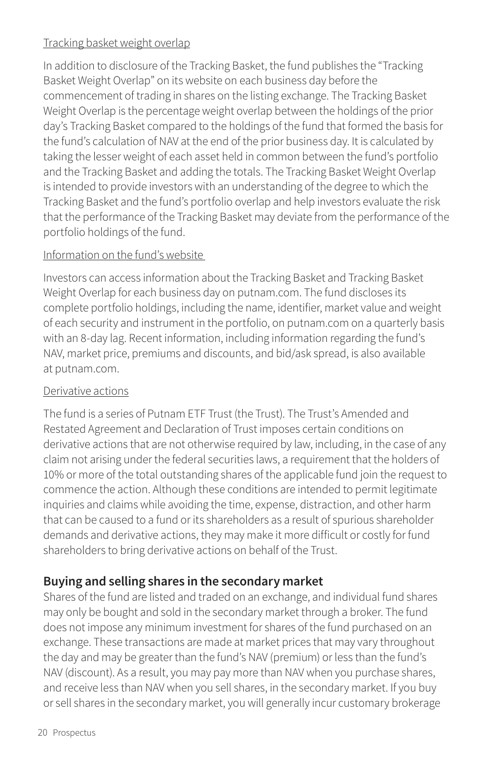Tracking basket weight overlap

In addition to disclosure of the Tracking Basket, the fund publishes the "Tracking Basket Weight Overlap" on its website on each business day before the commencement of trading in shares on the listing exchange. The Tracking Basket Weight Overlap is the percentage weight overlap between the holdings of the prior day's Tracking Basket compared to the holdings of the fund that formed the basis for the fund's calculation of NAV at the end of the prior business day. It is calculated by taking the lesser weight of each asset held in common between the fund's portfolio and the Tracking Basket and adding the totals. The Tracking Basket Weight Overlap is intended to provide investors with an understanding of the degree to which the Tracking Basket and the fund's portfolio overlap and help investors evaluate the risk that the performance of the Tracking Basket may deviate from the performance of the portfolio holdings of the fund.

Information on the fund's website

Investors can access information about the Tracking Basket and Tracking Basket Weight Overlap for each business day on putnam.com. The fund discloses its complete portfolio holdings, including the name, identifier, market value and weight of each security and instrument in the portfolio, on putnam.com on a quarterly basis with an 8-day lag. Recent information, including information regarding the fund's NAV, market price, premiums and discounts, and bid/ask spread, is also available at putnam.com.

Derivative actions

The fund is a series of Putnam ETF Trust (the Trust). The Trust's Amended and Restated Agreement and Declaration of Trust imposes certain conditions on derivative actions that are not otherwise required by law, including, in the case of any claim not arising under the federal securities laws, a requirement that the holders of 10% or more of the total outstanding shares of the applicable fund join the request to commence the action. Although these conditions are intended to permit legitimate inquiries and claims while avoiding the time, expense, distraction, and other harm that can be caused to a fund or its shareholders as a result of spurious shareholder demands and derivative actions, they may make it more difficult or costly for fund shareholders to bring derivative actions on behalf of the Trust.

## Buying and selling shares in the secondary market

Shares of the fund are listed and traded on an exchange, and individual fund shares may only be bought and sold in the secondary market through a broker. The fund does not impose any minimum investment for shares of the fund purchased on an exchange. These transactions are made at market prices that may vary throughout the day and may be greater than the fund's NAV (premium) or less than the fund's NAV (discount). As a result, you may pay more than NAV when you purchase shares, and receive less than NAV when you sell shares, in the secondary market. If you buy or sell shares in the secondary market, you will generally incur customary brokerage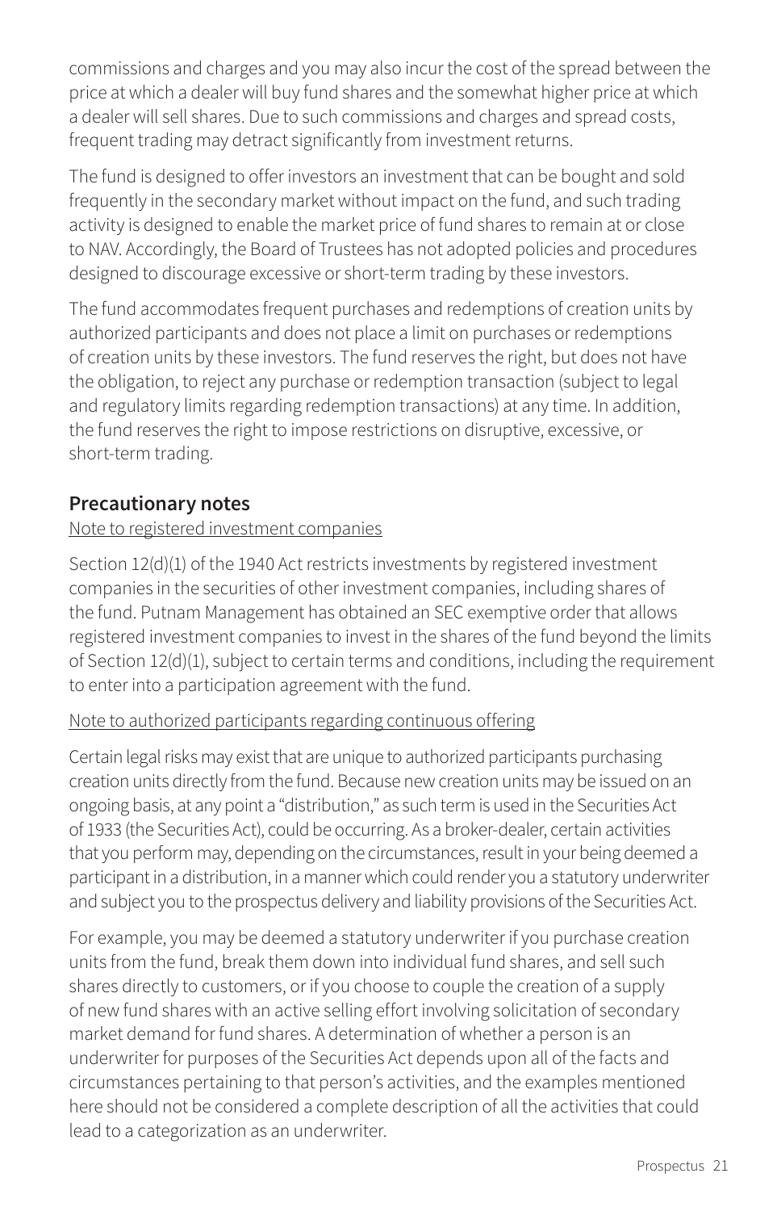commissions and charges and you may also incur the cost of the spread between the price at which a dealer will buy fund shares and the somewhat higher price at which a dealer will sell shares. Due to such commissions and charges and spread costs, frequent trading may detract significantly from investment returns.

The fund is designed to offer investors an investment that can be bought and sold frequently in the secondary market without impact on the fund, and such trading activity is designed to enable the market price of fund shares to remain at or close to NAV. Accordingly, the Board of Trustees has not adopted policies and procedures designed to discourage excessive or short-term trading by these investors.

The fund accommodates frequent purchases and redemptions of creation units by authorized participants and does not place a limit on purchases or redemptions of creation units by these investors. The fund reserves the right, but does not have the obligation, to reject any purchase or redemption transaction (subject to legal and regulatory limits regarding redemption transactions) at any time. In addition, the fund reserves the right to impose restrictions on disruptive, excessive, or short-term trading.

## Precautionary notes

Note to registered investment companies

Section 12(d)(1) of the 1940 Act restricts investments by registered investment companies in the securities of other investment companies, including shares of the fund. Putnam Management has obtained an SEC exemptive order that allows registered investment companies to invest in the shares of the fund beyond the limits of Section 12(d)(1), subject to certain terms and conditions, including the requirement to enter into a participation agreement with the fund.

Note to authorized participants regarding continuous offering

Certain legal risks may exist that are unique to authorized participants purchasing creation units directly from the fund. Because new creation units may be issued on an ongoing basis, at any point a "distribution," as such term is used in the Securities Act of 1933 (the Securities Act), could be occurring. As a broker-dealer, certain activities that you perform may, depending on the circumstances, result in your being deemed a participant in a distribution, in a manner which could render you a statutory underwriter and subject you to the prospectus delivery and liability provisions of the Securities Act.

For example, you may be deemed a statutory underwriter if you purchase creation units from the fund, break them down into individual fund shares, and sell such shares directly to customers, or if you choose to couple the creation of a supply of new fund shares with an active selling effort involving solicitation of secondary market demand for fund shares. A determination of whether a person is an underwriter for purposes of the Securities Act depends upon all of the facts and circumstances pertaining to that person's activities, and the examples mentioned here should not be considered a complete description of all the activities that could lead to a categorization as an underwriter.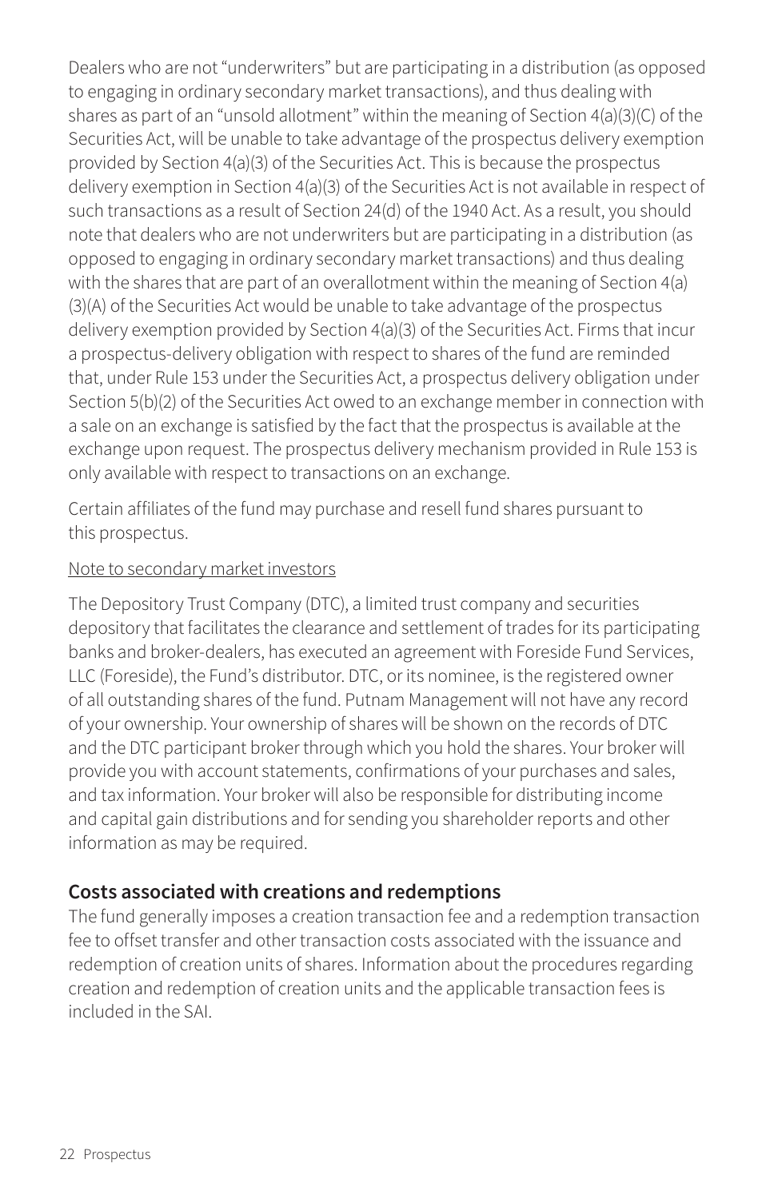Dealers who are not "underwriters" but are participating in a distribution (as opposed to engaging in ordinary secondary market transactions), and thus dealing with shares as part of an "unsold allotment" within the meaning of Section 4(a)(3)(C) of the Securities Act, will be unable to take advantage of the prospectus delivery exemption provided by Section 4(a)(3) of the Securities Act. This is because the prospectus delivery exemption in Section 4(a)(3) of the Securities Act is not available in respect of such transactions as a result of Section 24(d) of the 1940 Act. As a result, you should note that dealers who are not underwriters but are participating in a distribution (as opposed to engaging in ordinary secondary market transactions) and thus dealing with the shares that are part of an overallotment within the meaning of Section 4(a)(3)(A) of the Securities Act would be unable to take advantage of the prospectus delivery exemption provided by Section 4(a)(3) of the Securities Act. Firms that incur a prospectus-delivery obligation with respect to shares of the fund are reminded that, under Rule 153 under the Securities Act, a prospectus delivery obligation under Section 5(b)(2) of the Securities Act owed to an exchange member in connection with a sale on an exchange is satisfied by the fact that the prospectus is available at the exchange upon request. The prospectus delivery mechanism provided in Rule 153 is only available with respect to transactions on an exchange.

Certain affiliates of the fund may purchase and resell fund shares pursuant to this prospectus.

Note to secondary market investors

The Depository Trust Company (DTC), a limited trust company and securities depository that facilitates the clearance and settlement of trades for its participating banks and broker-dealers, has executed an agreement with Foreside Fund Services, LLC (Foreside), the Fund's distributor. DTC, or its nominee, is the registered owner of all outstanding shares of the fund. Putnam Management will not have any record of your ownership. Your ownership of shares will be shown on the records of DTC and the DTC participant broker through which you hold the shares. Your broker will provide you with account statements, confirmations of your purchases and sales, and tax information. Your broker will also be responsible for distributing income and capital gain distributions and for sending you shareholder reports and other information as may be required.

## Costs associated with creations and redemptions

The fund generally imposes a creation transaction fee and a redemption transaction fee to offset transfer and other transaction costs associated with the issuance and redemption of creation units of shares. Information about the procedures regarding creation and redemption of creation units and the applicable transaction fees is included in the SAI.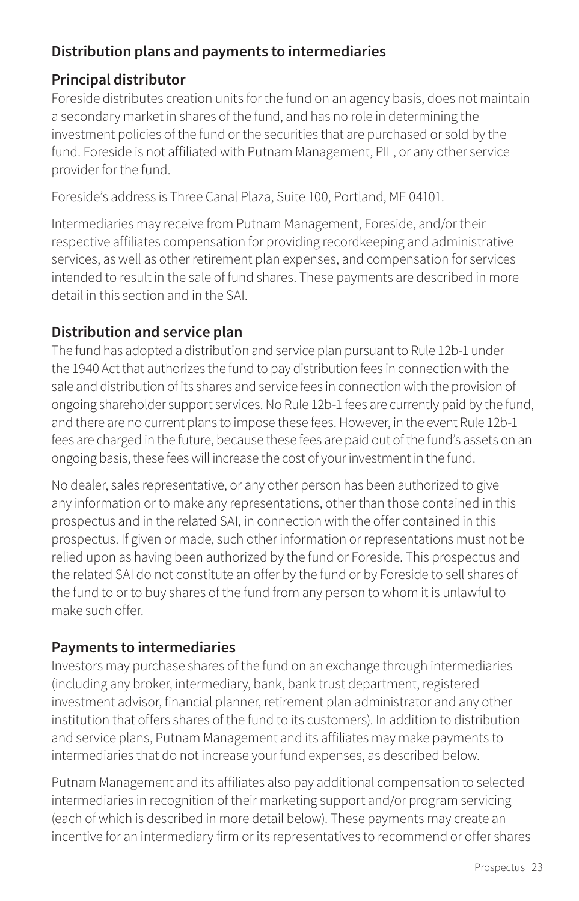## Distribution plans and payments to intermediaries

### Principal distributor

Foreside distributes creation units for the fund on an agency basis, does not maintain a secondary market in shares of the fund, and has no role in determining the investment policies of the fund or the securities that are purchased or sold by the fund. Foreside is not affiliated with Putnam Management, PIL, or any other service provider for the fund.

Foreside's address is Three Canal Plaza, Suite 100, Portland, ME 04101.

Intermediaries may receive from Putnam Management, Foreside, and/or their respective affiliates compensation for providing recordkeeping and administrative services, as well as other retirement plan expenses, and compensation for services intended to result in the sale of fund shares. These payments are described in more detail in this section and in the SAI.

### Distribution and service plan

The fund has adopted a distribution and service plan pursuant to Rule 12b-1 under the 1940 Act that authorizes the fund to pay distribution fees in connection with the sale and distribution of its shares and service fees in connection with the provision of ongoing shareholder support services. No Rule 12b-1 fees are currently paid by the fund, and there are no current plans to impose these fees. However, in the event Rule 12b-1 fees are charged in the future, because these fees are paid out of the fund's assets on an ongoing basis, these fees will increase the cost of your investment in the fund.

No dealer, sales representative, or any other person has been authorized to give any information or to make any representations, other than those contained in this prospectus and in the related SAI, in connection with the offer contained in this prospectus. If given or made, such other information or representations must not be relied upon as having been authorized by the fund or Foreside. This prospectus and the related SAI do not constitute an offer by the fund or by Foreside to sell shares of the fund to or to buy shares of the fund from any person to whom it is unlawful to make such offer.

### Payments to intermediaries

Investors may purchase shares of the fund on an exchange through intermediaries (including any broker, intermediary, bank, bank trust department, registered investment advisor, financial planner, retirement plan administrator and any other institution that offers shares of the fund to its customers). In addition to distribution and service plans, Putnam Management and its affiliates may make payments to intermediaries that do not increase your fund expenses, as described below.

Putnam Management and its affiliates also pay additional compensation to selected intermediaries in recognition of their marketing support and/or program servicing (each of which is described in more detail below). These payments may create an incentive for an intermediary firm or its representatives to recommend or offer shares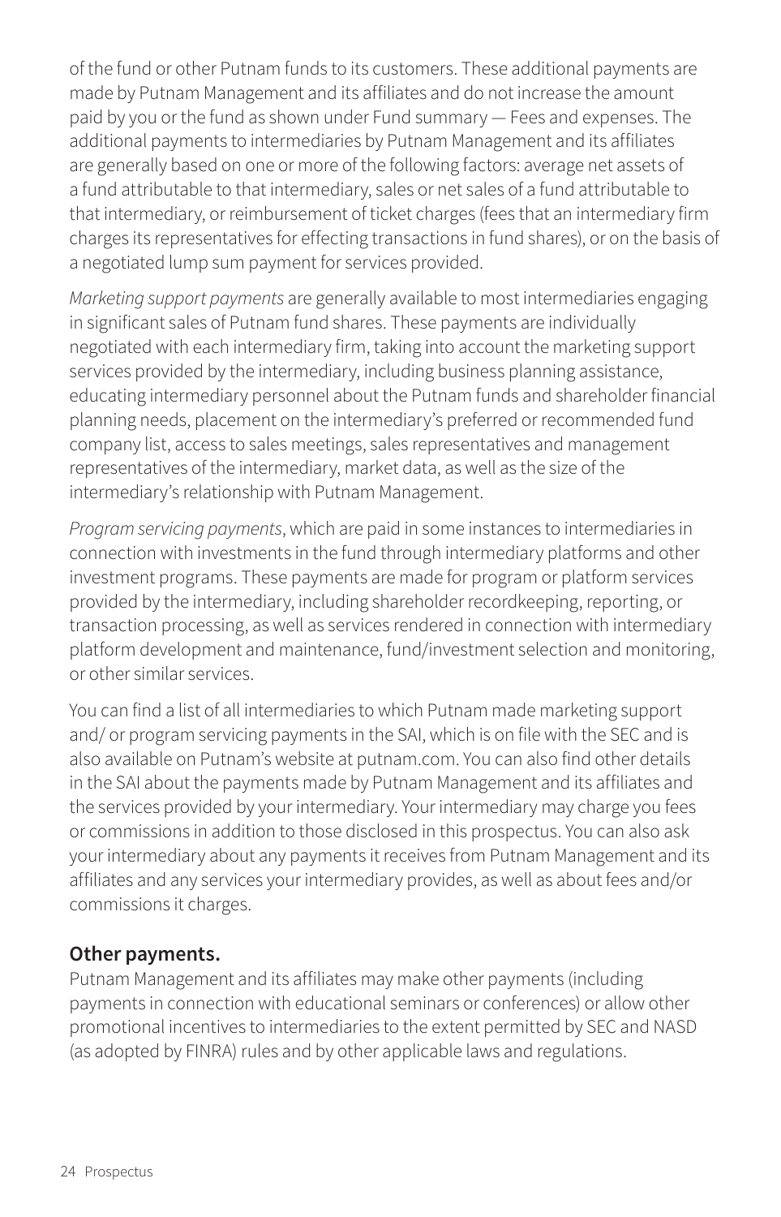of the fund or other Putnam funds to its customers. These additional payments are made by Putnam Management and its affiliates and do not increase the amount paid by you or the fund as shown under Fund summary — Fees and expenses. The additional payments to intermediaries by Putnam Management and its affiliates are generally based on one or more of the following factors: average net assets of a fund attributable to that intermediary, sales or net sales of a fund attributable to that intermediary, or reimbursement of ticket charges (fees that an intermediary firm charges its representatives for effecting transactions in fund shares), or on the basis of a negotiated lump sum payment for services provided.

*Marketing support payments* are generally available to most intermediaries engaging in significant sales of Putnam fund shares. These payments are individually negotiated with each intermediary firm, taking into account the marketing support services provided by the intermediary, including business planning assistance, educating intermediary personnel about the Putnam funds and shareholder financial planning needs, placement on the intermediary's preferred or recommended fund company list, access to sales meetings, sales representatives and management representatives of the intermediary, market data, as well as the size of the intermediary's relationship with Putnam Management.

*Program servicing payments*, which are paid in some instances to intermediaries in connection with investments in the fund through intermediary platforms and other investment programs. These payments are made for program or platform services provided by the intermediary, including shareholder recordkeeping, reporting, or transaction processing, as well as services rendered in connection with intermediary platform development and maintenance, fund/investment selection and monitoring, or other similar services.

You can find a list of all intermediaries to which Putnam made marketing support and/ or program servicing payments in the SAI, which is on file with the SEC and is also available on Putnam's website at putnam.com. You can also find other details in the SAI about the payments made by Putnam Management and its affiliates and the services provided by your intermediary. Your intermediary may charge you fees or commissions in addition to those disclosed in this prospectus. You can also ask your intermediary about any payments it receives from Putnam Management and its affiliates and any services your intermediary provides, as well as about fees and/or commissions it charges.

**Other payments.**
Putnam Management and its affiliates may make other payments (including payments in connection with educational seminars or conferences) or allow other promotional incentives to intermediaries to the extent permitted by SEC and NASD (as adopted by FINRA) rules and by other applicable laws and regulations.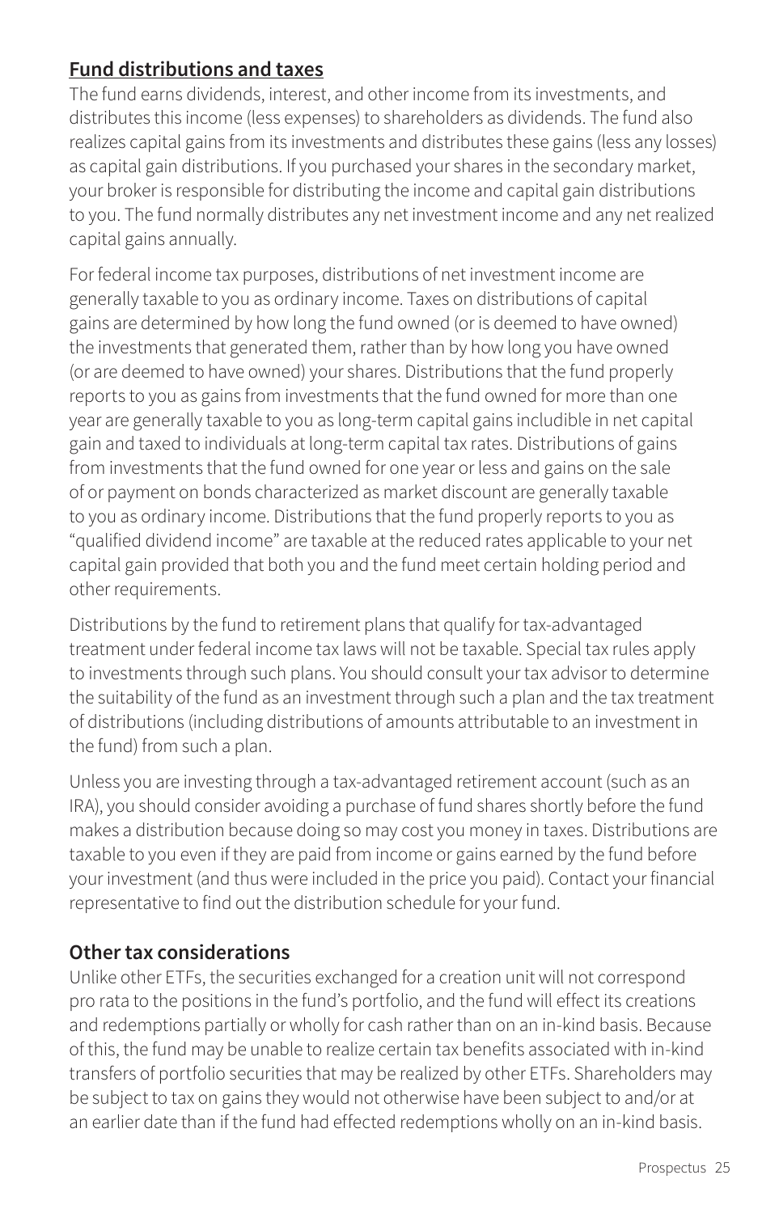## Fund distributions and taxes

The fund earns dividends, interest, and other income from its investments, and distributes this income (less expenses) to shareholders as dividends. The fund also realizes capital gains from its investments and distributes these gains (less any losses) as capital gain distributions. If you purchased your shares in the secondary market, your broker is responsible for distributing the income and capital gain distributions to you. The fund normally distributes any net investment income and any net realized capital gains annually.

For federal income tax purposes, distributions of net investment income are generally taxable to you as ordinary income. Taxes on distributions of capital gains are determined by how long the fund owned (or is deemed to have owned) the investments that generated them, rather than by how long you have owned (or are deemed to have owned) your shares. Distributions that the fund properly reports to you as gains from investments that the fund owned for more than one year are generally taxable to you as long-term capital gains includible in net capital gain and taxed to individuals at long-term capital tax rates. Distributions of gains from investments that the fund owned for one year or less and gains on the sale of or payment on bonds characterized as market discount are generally taxable to you as ordinary income. Distributions that the fund properly reports to you as "qualified dividend income" are taxable at the reduced rates applicable to your net capital gain provided that both you and the fund meet certain holding period and other requirements.

Distributions by the fund to retirement plans that qualify for tax-advantaged treatment under federal income tax laws will not be taxable. Special tax rules apply to investments through such plans. You should consult your tax advisor to determine the suitability of the fund as an investment through such a plan and the tax treatment of distributions (including distributions of amounts attributable to an investment in the fund) from such a plan.

Unless you are investing through a tax-advantaged retirement account (such as an IRA), you should consider avoiding a purchase of fund shares shortly before the fund makes a distribution because doing so may cost you money in taxes. Distributions are taxable to you even if they are paid from income or gains earned by the fund before your investment (and thus were included in the price you paid). Contact your financial representative to find out the distribution schedule for your fund.

### Other tax considerations

Unlike other ETFs, the securities exchanged for a creation unit will not correspond pro rata to the positions in the fund's portfolio, and the fund will effect its creations and redemptions partially or wholly for cash rather than on an in-kind basis. Because of this, the fund may be unable to realize certain tax benefits associated with in-kind transfers of portfolio securities that may be realized by other ETFs. Shareholders may be subject to tax on gains they would not otherwise have been subject to and/or at an earlier date than if the fund had effected redemptions wholly on an in-kind basis.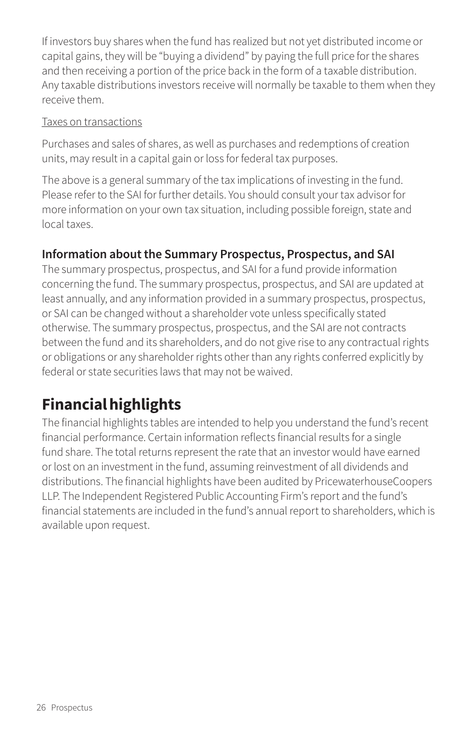If investors buy shares when the fund has realized but not yet distributed income or capital gains, they will be "buying a dividend" by paying the full price for the shares and then receiving a portion of the price back in the form of a taxable distribution. Any taxable distributions investors receive will normally be taxable to them when they receive them.

Taxes on transactions

Purchases and sales of shares, as well as purchases and redemptions of creation units, may result in a capital gain or loss for federal tax purposes.

The above is a general summary of the tax implications of investing in the fund. Please refer to the SAI for further details. You should consult your tax advisor for more information on your own tax situation, including possible foreign, state and local taxes.

### Information about the Summary Prospectus, Prospectus, and SAI

The summary prospectus, prospectus, and SAI for a fund provide information concerning the fund. The summary prospectus, prospectus, and SAI are updated at least annually, and any information provided in a summary prospectus, prospectus, or SAI can be changed without a shareholder vote unless specifically stated otherwise. The summary prospectus, prospectus, and the SAI are not contracts between the fund and its shareholders, and do not give rise to any contractual rights or obligations or any shareholder rights other than any rights conferred explicitly by federal or state securities laws that may not be waived.

## Financial highlights

The financial highlights tables are intended to help you understand the fund's recent financial performance. Certain information reflects financial results for a single fund share. The total returns represent the rate that an investor would have earned or lost on an investment in the fund, assuming reinvestment of all dividends and distributions. The financial highlights have been audited by PricewaterhouseCoopers LLP. The Independent Registered Public Accounting Firm's report and the fund's financial statements are included in the fund's annual report to shareholders, which is available upon request.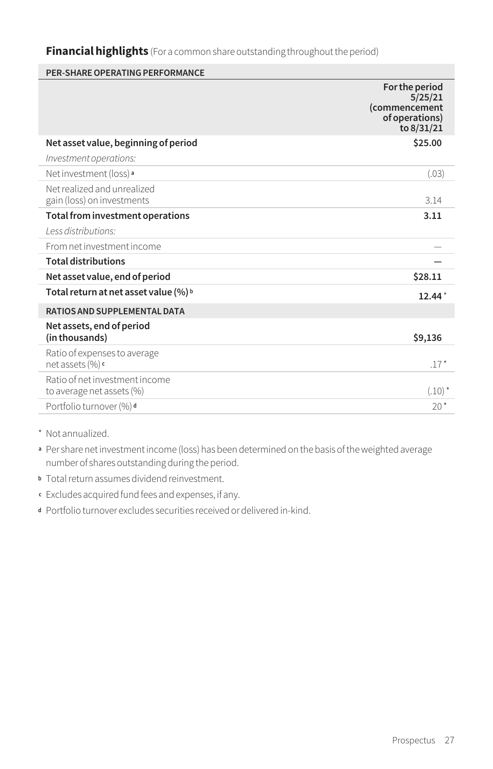## **Financial highlights** (For a common share outstanding throughout the period)

| PER-SHARE OPERATING PERFORMANCE | For the period 5/25/21 (commencement of operations) to 8/31/21 |
|---|---|
| **Net asset value, beginning of period** | **$25.00** |
| *Investment operations:* | |
| Net investment (loss) [a] | (.03) |
| Net realized and unrealized gain (loss) on investments | 3.14 |
| **Total from investment operations** | **3.11** |
| *Less distributions:* | |
| From net investment income | — |
| **Total distributions** | **—** |
| **Net asset value, end of period** | **$28.11** |
| **Total return at net asset value (%)** [b] | **12.44** * |
| **RATIOS AND SUPPLEMENTAL DATA** | |
| **Net assets, end of period (in thousands)** | **$9,136** |
| Ratio of expenses to average net assets (%) [c] | .17 * |
| Ratio of net investment income to average net assets (%) | (.10) * |
| Portfolio turnover (%) [d] | 20 * |

\* Not annualized.

[a] Per share net investment income (loss) has been determined on the basis of the weighted average number of shares outstanding during the period.

[b] Total return assumes dividend reinvestment.

[c] Excludes acquired fund fees and expenses, if any.

[d] Portfolio turnover excludes securities received or delivered in-kind.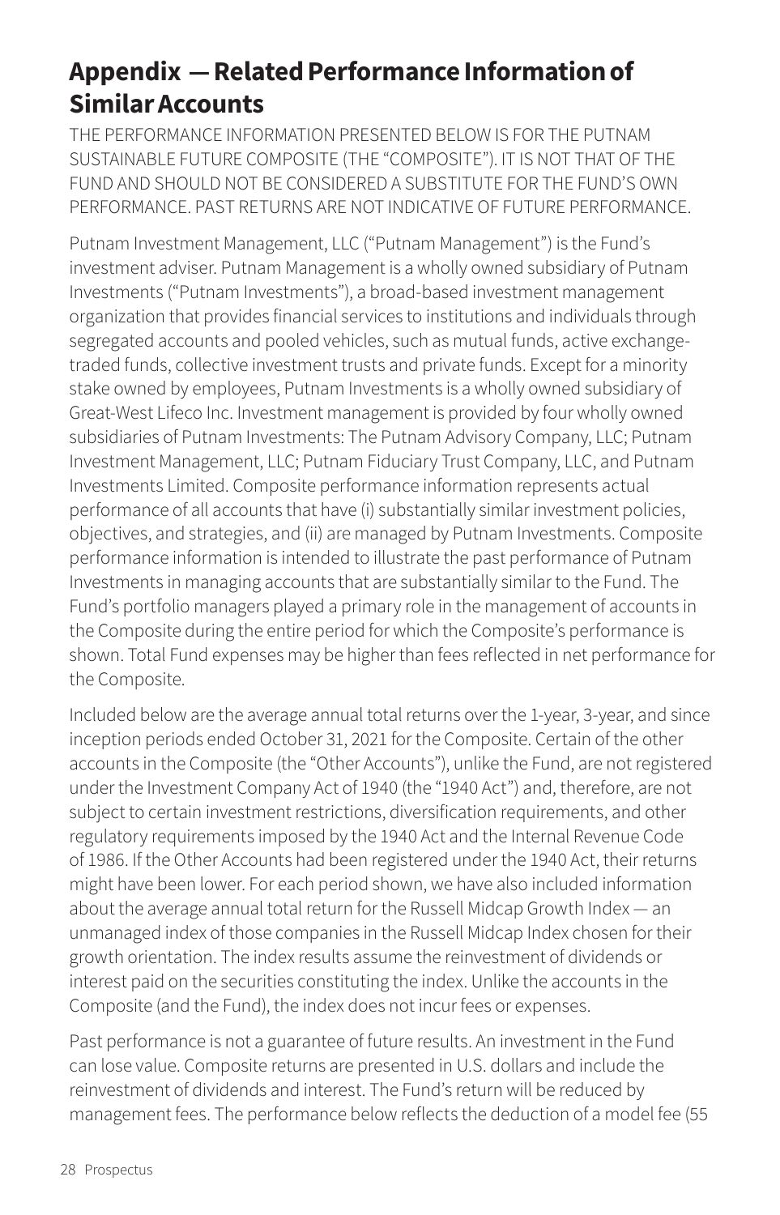# Appendix — Related Performance Information of Similar Accounts

THE PERFORMANCE INFORMATION PRESENTED BELOW IS FOR THE PUTNAM SUSTAINABLE FUTURE COMPOSITE (THE "COMPOSITE"). IT IS NOT THAT OF THE FUND AND SHOULD NOT BE CONSIDERED A SUBSTITUTE FOR THE FUND'S OWN PERFORMANCE. PAST RETURNS ARE NOT INDICATIVE OF FUTURE PERFORMANCE.

Putnam Investment Management, LLC ("Putnam Management") is the Fund's investment adviser. Putnam Management is a wholly owned subsidiary of Putnam Investments ("Putnam Investments"), a broad-based investment management organization that provides financial services to institutions and individuals through segregated accounts and pooled vehicles, such as mutual funds, active exchange-traded funds, collective investment trusts and private funds. Except for a minority stake owned by employees, Putnam Investments is a wholly owned subsidiary of Great-West Lifeco Inc. Investment management is provided by four wholly owned subsidiaries of Putnam Investments: The Putnam Advisory Company, LLC; Putnam Investment Management, LLC; Putnam Fiduciary Trust Company, LLC, and Putnam Investments Limited. Composite performance information represents actual performance of all accounts that have (i) substantially similar investment policies, objectives, and strategies, and (ii) are managed by Putnam Investments. Composite performance information is intended to illustrate the past performance of Putnam Investments in managing accounts that are substantially similar to the Fund. The Fund's portfolio managers played a primary role in the management of accounts in the Composite during the entire period for which the Composite's performance is shown. Total Fund expenses may be higher than fees reflected in net performance for the Composite.

Included below are the average annual total returns over the 1-year, 3-year, and since inception periods ended October 31, 2021 for the Composite. Certain of the other accounts in the Composite (the "Other Accounts"), unlike the Fund, are not registered under the Investment Company Act of 1940 (the "1940 Act") and, therefore, are not subject to certain investment restrictions, diversification requirements, and other regulatory requirements imposed by the 1940 Act and the Internal Revenue Code of 1986. If the Other Accounts had been registered under the 1940 Act, their returns might have been lower. For each period shown, we have also included information about the average annual total return for the Russell Midcap Growth Index — an unmanaged index of those companies in the Russell Midcap Index chosen for their growth orientation. The index results assume the reinvestment of dividends or interest paid on the securities constituting the index. Unlike the accounts in the Composite (and the Fund), the index does not incur fees or expenses.

Past performance is not a guarantee of future results. An investment in the Fund can lose value. Composite returns are presented in U.S. dollars and include the reinvestment of dividends and interest. The Fund's return will be reduced by management fees. The performance below reflects the deduction of a model fee (55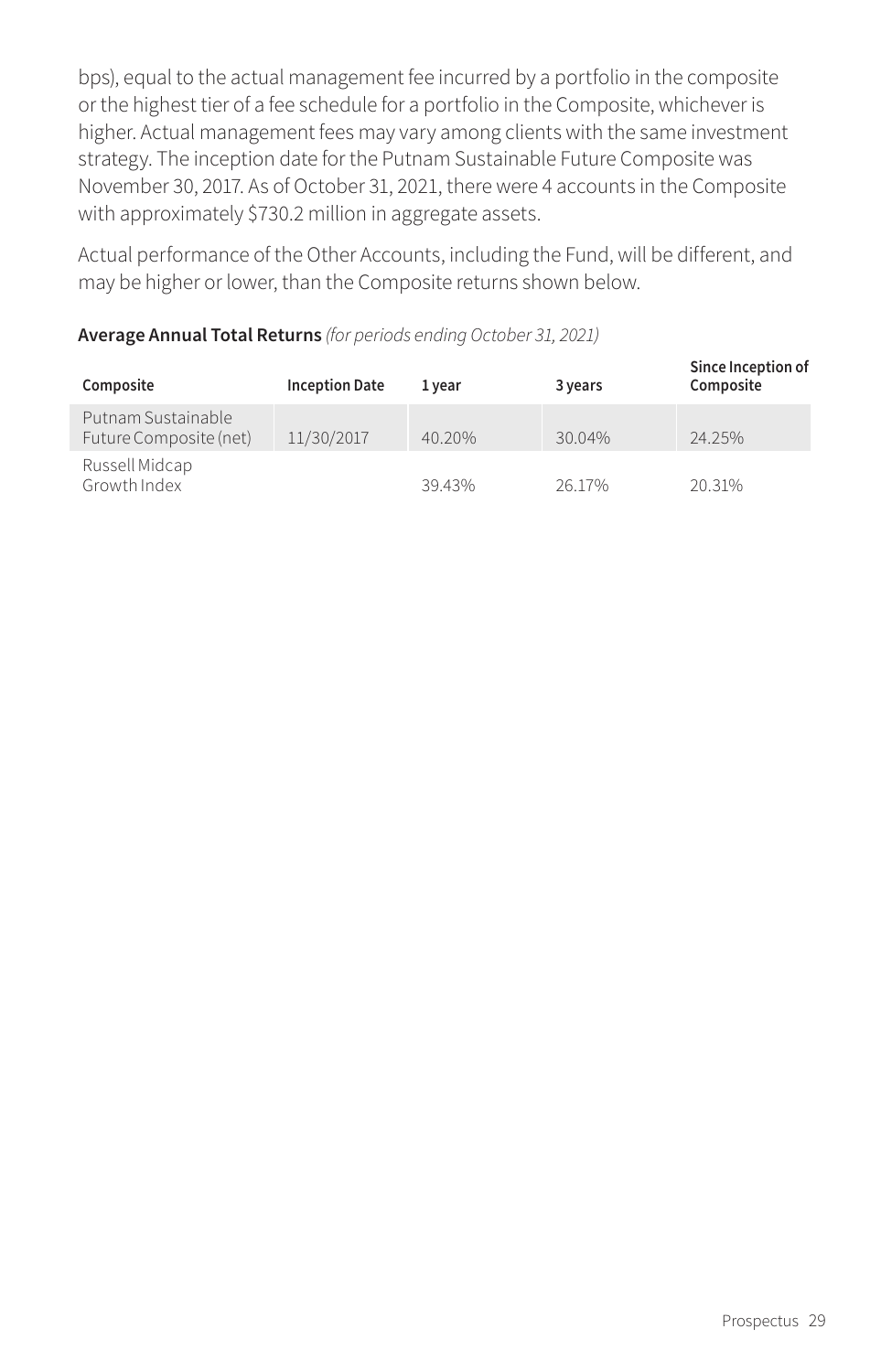bps), equal to the actual management fee incurred by a portfolio in the composite or the highest tier of a fee schedule for a portfolio in the Composite, whichever is higher. Actual management fees may vary among clients with the same investment strategy. The inception date for the Putnam Sustainable Future Composite was November 30, 2017. As of October 31, 2021, there were 4 accounts in the Composite with approximately $730.2 million in aggregate assets.

Actual performance of the Other Accounts, including the Fund, will be different, and may be higher or lower, than the Composite returns shown below.

**Average Annual Total Returns** *(for periods ending October 31, 2021)*

| Composite | Inception Date | 1 year | 3 years | Since Inception of Composite |
|---|---|---|---|---|
| Putnam Sustainable Future Composite (net) | 11/30/2017 | 40.20% | 30.04% | 24.25% |
| Russell Midcap Growth Index | | 39.43% | 26.17% | 20.31% |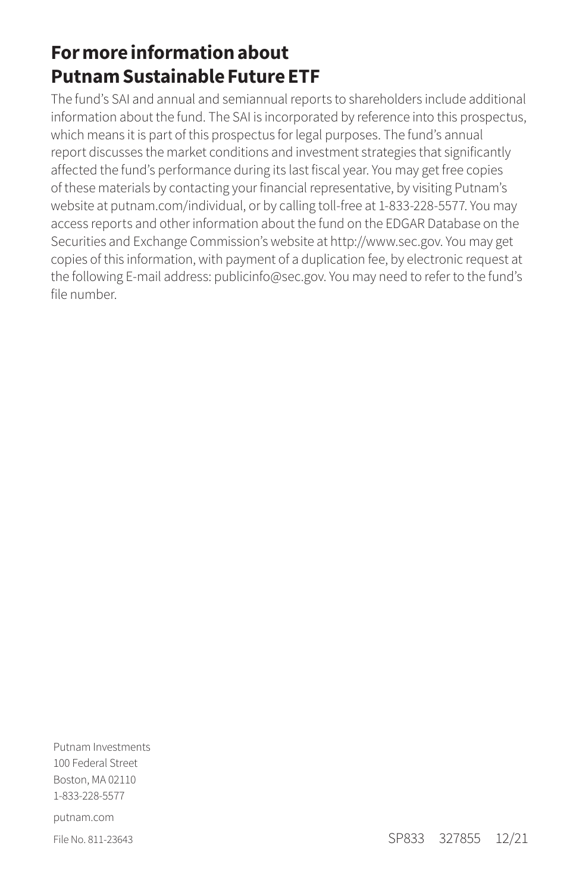## For more information about Putnam Sustainable Future ETF

The fund's SAI and annual and semiannual reports to shareholders include additional information about the fund. The SAI is incorporated by reference into this prospectus, which means it is part of this prospectus for legal purposes. The fund's annual report discusses the market conditions and investment strategies that significantly affected the fund's performance during its last fiscal year. You may get free copies of these materials by contacting your financial representative, by visiting Putnam's website at putnam.com/individual, or by calling toll-free at 1-833-228-5577. You may access reports and other information about the fund on the EDGAR Database on the Securities and Exchange Commission's website at http://www.sec.gov. You may get copies of this information, with payment of a duplication fee, by electronic request at the following E-mail address: publicinfo@sec.gov. You may need to refer to the fund's file number.

Putnam Investments
100 Federal Street
Boston, MA 02110
1-833-228-5577

putnam.com

File No. 811-23643

SP833 327855 12/21